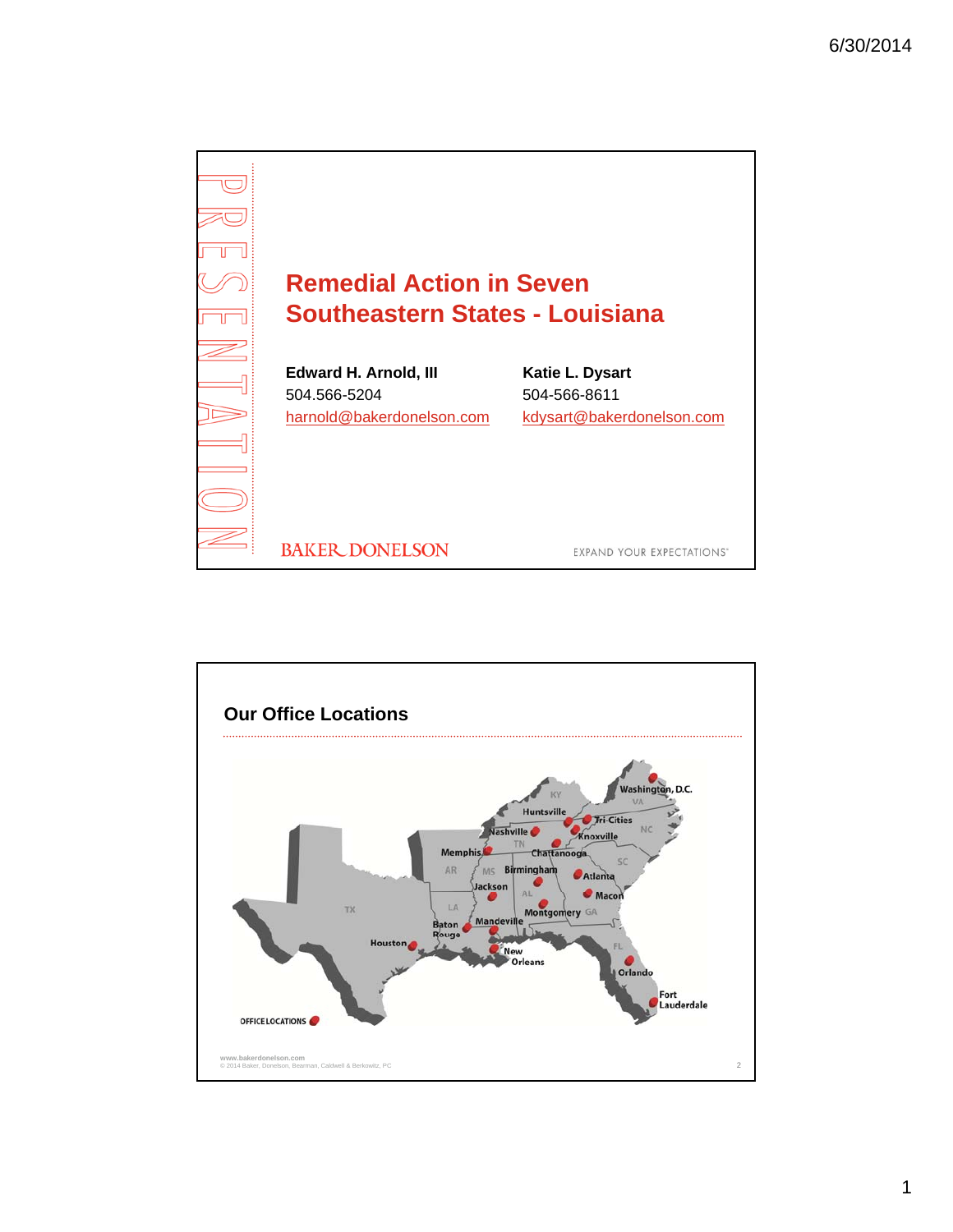PRESENTATION

# Remedial Action in Seven Southeastern States - Louisiana

**Edward H. Arnold, III**
504.566-5204
harnold@bakerdonelson.com

**Katie L. Dysart**
504-566-8611
kdysart@bakerdonelson.com

BAKER DONELSON

EXPAND YOUR EXPECTATIONS®

## Our Office Locations

Washington, D.C.
Huntsville
Tri-Cities
Nashville
Knoxville
Memphis
Chattanooga
Birmingham
Atlanta
Jackson
Macon
Montgomery
Baton Rouge
Mandeville
Houston
New Orleans
Orlando
Fort Lauderdale

OFFICE LOCATIONS

www.bakerdonelson.com
© 2014 Baker, Donelson, Bearman, Caldwell & Berkowitz, PC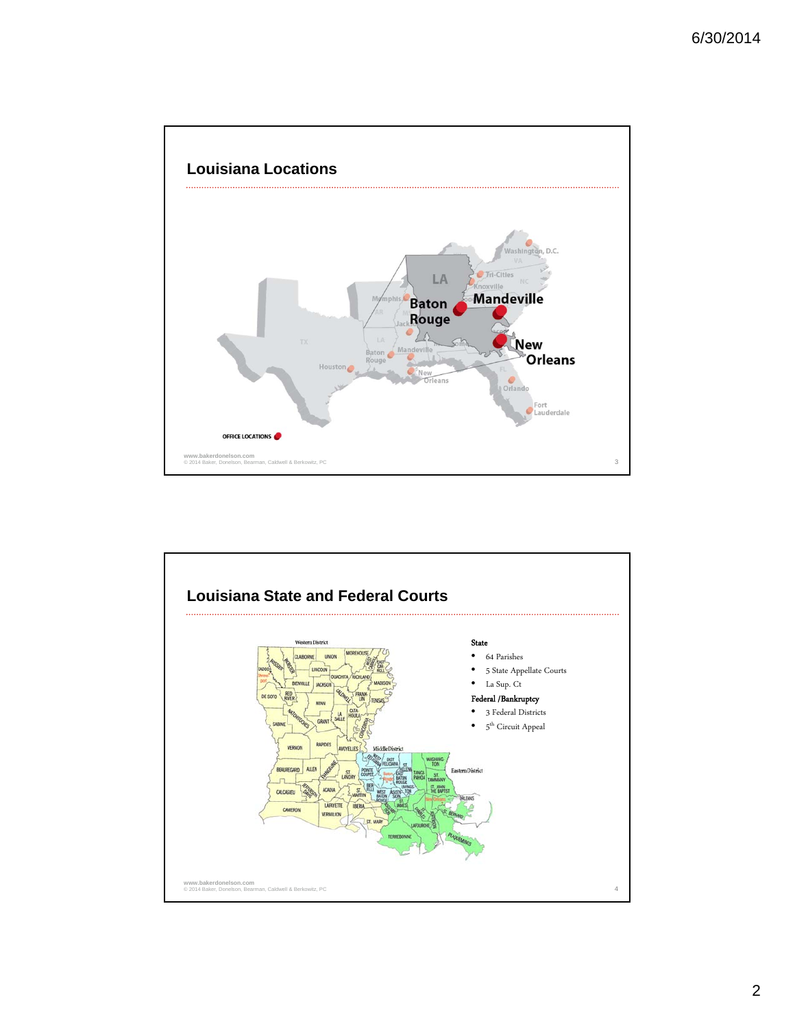## Louisiana Locations

OFFICE LOCATIONS

www.bakerdonelson.com
© 2014 Baker, Donelson, Bearman, Caldwell & Berkowitz, PC

## Louisiana State and Federal Courts

**State**

- 64 Parishes
- 5 State Appellate Courts
- La Sup. Ct

**Federal /Bankruptcy**

- 3 Federal Districts
- 5th Circuit Appeal

www.bakerdonelson.com
© 2014 Baker, Donelson, Bearman, Caldwell & Berkowitz, PC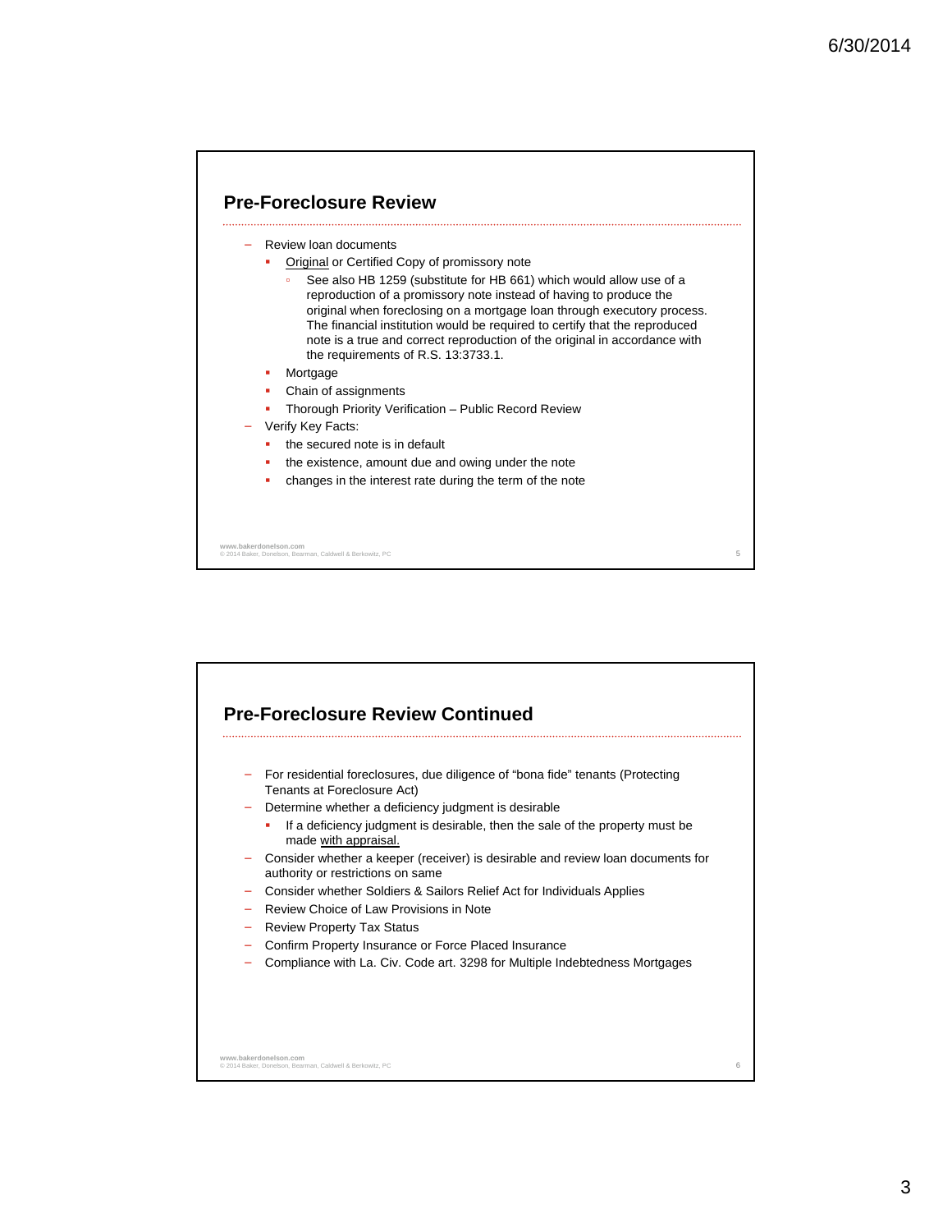## Pre-Foreclosure Review

- Review loan documents
  - Original or Certified Copy of promissory note
    - See also HB 1259 (substitute for HB 661) which would allow use of a reproduction of a promissory note instead of having to produce the original when foreclosing on a mortgage loan through executory process. The financial institution would be required to certify that the reproduced note is a true and correct reproduction of the original in accordance with the requirements of R.S. 13:3733.1.
  - Mortgage
  - Chain of assignments
  - Thorough Priority Verification – Public Record Review
- Verify Key Facts:
  - the secured note is in default
  - the existence, amount due and owing under the note
  - changes in the interest rate during the term of the note

## Pre-Foreclosure Review Continued

- For residential foreclosures, due diligence of "bona fide" tenants (Protecting Tenants at Foreclosure Act)
- Determine whether a deficiency judgment is desirable
  - If a deficiency judgment is desirable, then the sale of the property must be made with appraisal.
- Consider whether a keeper (receiver) is desirable and review loan documents for authority or restrictions on same
- Consider whether Soldiers & Sailors Relief Act for Individuals Applies
- Review Choice of Law Provisions in Note
- Review Property Tax Status
- Confirm Property Insurance or Force Placed Insurance
- Compliance with La. Civ. Code art. 3298 for Multiple Indebtedness Mortgages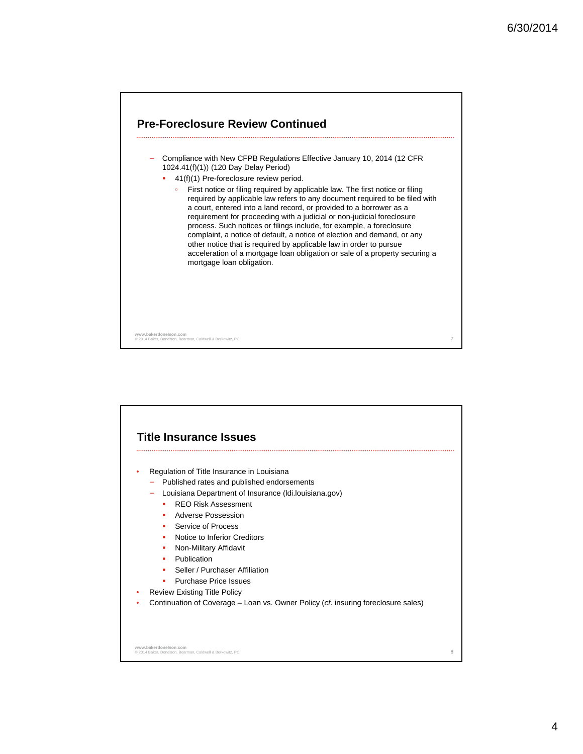## Pre-Foreclosure Review Continued

- Compliance with New CFPB Regulations Effective January 10, 2014 (12 CFR 1024.41(f)(1)) (120 Day Delay Period)
  - 41(f)(1) Pre-foreclosure review period.
    - First notice or filing required by applicable law. The first notice or filing required by applicable law refers to any document required to be filed with a court, entered into a land record, or provided to a borrower as a requirement for proceeding with a judicial or non-judicial foreclosure process. Such notices or filings include, for example, a foreclosure complaint, a notice of default, a notice of election and demand, or any other notice that is required by applicable law in order to pursue acceleration of a mortgage loan obligation or sale of a property securing a mortgage loan obligation.

## Title Insurance Issues

- Regulation of Title Insurance in Louisiana
  - Published rates and published endorsements
  - Louisiana Department of Insurance (ldi.louisiana.gov)
    - REO Risk Assessment
    - Adverse Possession
    - Service of Process
    - Notice to Inferior Creditors
    - Non-Military Affidavit
    - Publication
    - Seller / Purchaser Affiliation
    - Purchase Price Issues
- Review Existing Title Policy
- Continuation of Coverage – Loan vs. Owner Policy (*cf.* insuring foreclosure sales)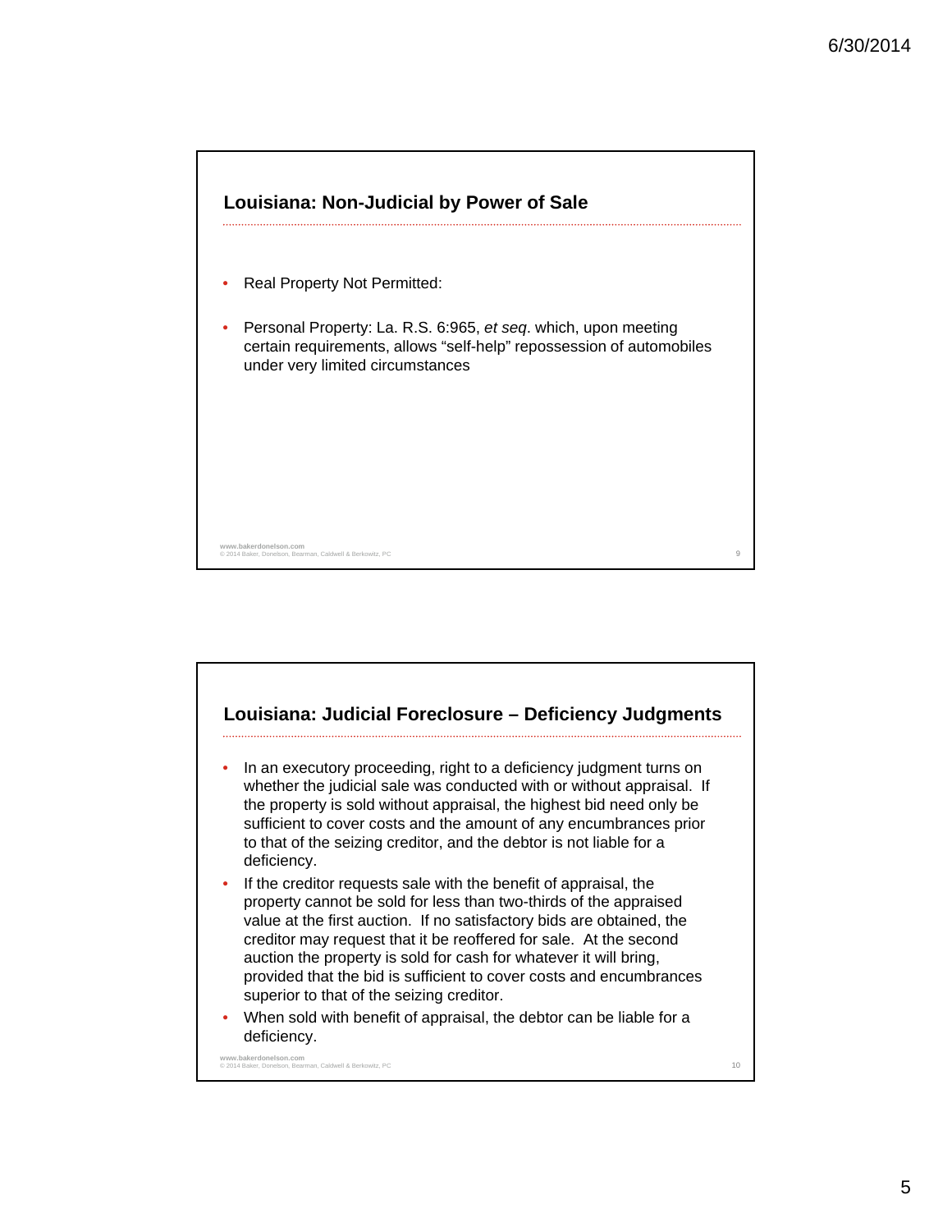## Louisiana: Non-Judicial by Power of Sale

- Real Property Not Permitted:
- Personal Property: La. R.S. 6:965, *et seq*. which, upon meeting certain requirements, allows "self-help" repossession of automobiles under very limited circumstances

www.bakerdonelson.com
© 2014 Baker, Donelson, Bearman, Caldwell & Berkowitz, PC

## Louisiana: Judicial Foreclosure – Deficiency Judgments

- In an executory proceeding, right to a deficiency judgment turns on whether the judicial sale was conducted with or without appraisal. If the property is sold without appraisal, the highest bid need only be sufficient to cover costs and the amount of any encumbrances prior to that of the seizing creditor, and the debtor is not liable for a deficiency.
- If the creditor requests sale with the benefit of appraisal, the property cannot be sold for less than two-thirds of the appraised value at the first auction. If no satisfactory bids are obtained, the creditor may request that it be reoffered for sale. At the second auction the property is sold for cash for whatever it will bring, provided that the bid is sufficient to cover costs and encumbrances superior to that of the seizing creditor.
- When sold with benefit of appraisal, the debtor can be liable for a deficiency.

www.bakerdonelson.com
© 2014 Baker, Donelson, Bearman, Caldwell & Berkowitz, PC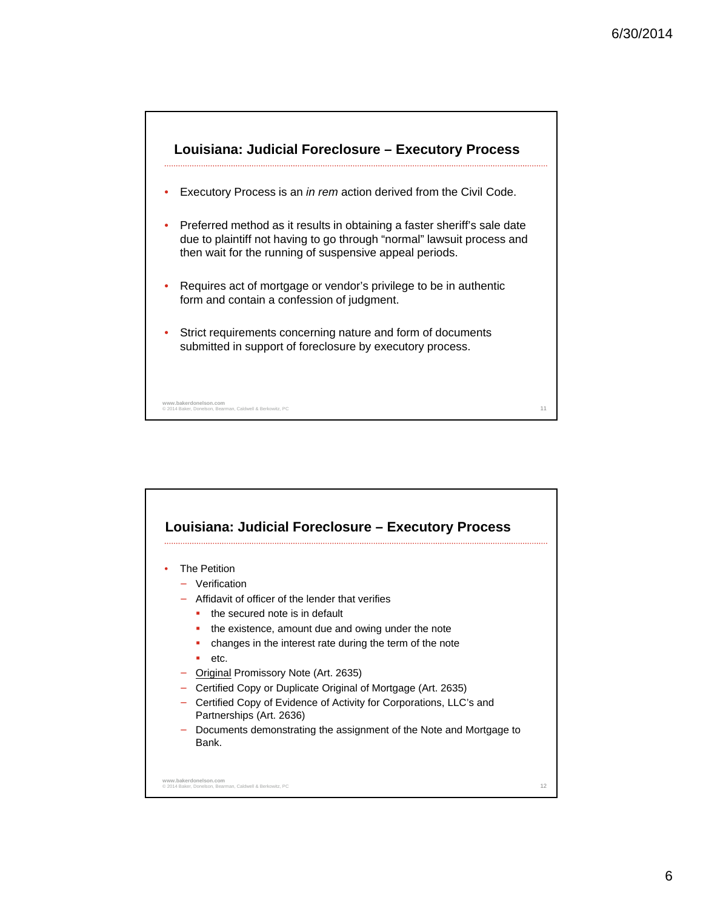## Louisiana: Judicial Foreclosure – Executory Process

- Executory Process is an *in rem* action derived from the Civil Code.
- Preferred method as it results in obtaining a faster sheriff's sale date due to plaintiff not having to go through "normal" lawsuit process and then wait for the running of suspensive appeal periods.
- Requires act of mortgage or vendor's privilege to be in authentic form and contain a confession of judgment.
- Strict requirements concerning nature and form of documents submitted in support of foreclosure by executory process.

## Louisiana: Judicial Foreclosure – Executory Process

- The Petition
  - Verification
  - Affidavit of officer of the lender that verifies
    - the secured note is in default
    - the existence, amount due and owing under the note
    - changes in the interest rate during the term of the note
    - etc.
  - <u>Original</u> Promissory Note (Art. 2635)
  - Certified Copy or Duplicate Original of Mortgage (Art. 2635)
  - Certified Copy of Evidence of Activity for Corporations, LLC's and Partnerships (Art. 2636)
  - Documents demonstrating the assignment of the Note and Mortgage to Bank.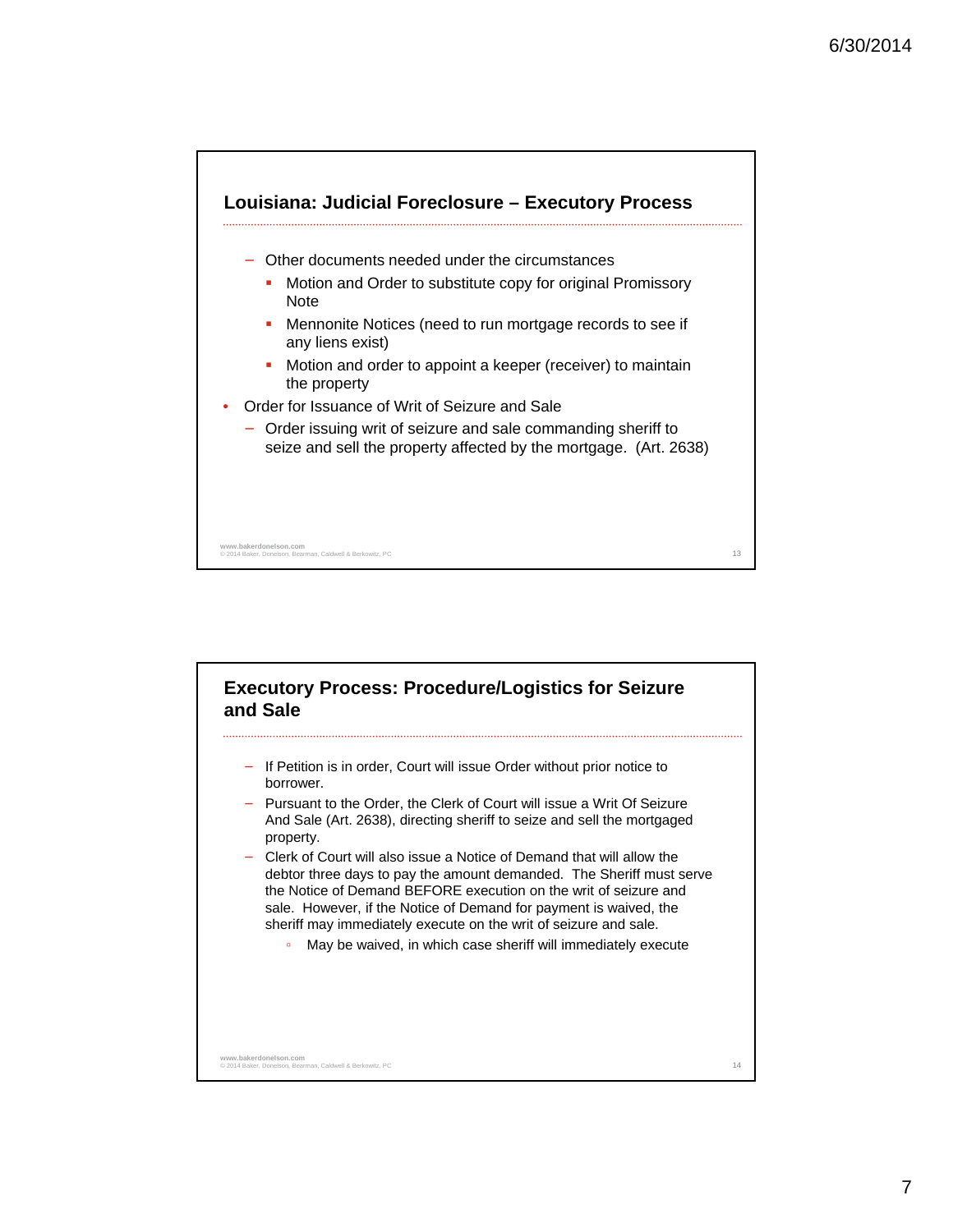## Louisiana: Judicial Foreclosure – Executory Process

- Other documents needed under the circumstances
  - Motion and Order to substitute copy for original Promissory Note
  - Mennonite Notices (need to run mortgage records to see if any liens exist)
  - Motion and order to appoint a keeper (receiver) to maintain the property
- Order for Issuance of Writ of Seizure and Sale
  - Order issuing writ of seizure and sale commanding sheriff to seize and sell the property affected by the mortgage. (Art. 2638)

## Executory Process: Procedure/Logistics for Seizure and Sale

- If Petition is in order, Court will issue Order without prior notice to borrower.
- Pursuant to the Order, the Clerk of Court will issue a Writ Of Seizure And Sale (Art. 2638), directing sheriff to seize and sell the mortgaged property.
- Clerk of Court will also issue a Notice of Demand that will allow the debtor three days to pay the amount demanded. The Sheriff must serve the Notice of Demand BEFORE execution on the writ of seizure and sale. However, if the Notice of Demand for payment is waived, the sheriff may immediately execute on the writ of seizure and sale.
  - May be waived, in which case sheriff will immediately execute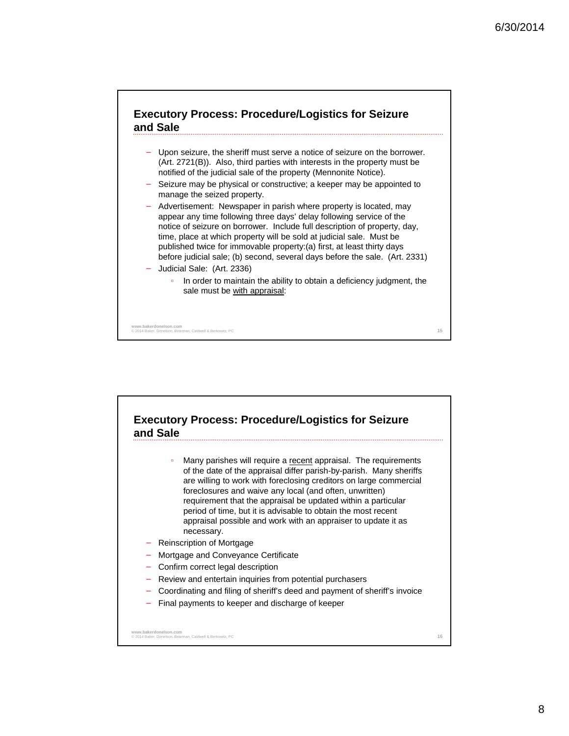## Executory Process: Procedure/Logistics for Seizure and Sale

- Upon seizure, the sheriff must serve a notice of seizure on the borrower. (Art. 2721(B)). Also, third parties with interests in the property must be notified of the judicial sale of the property (Mennonite Notice).
- Seizure may be physical or constructive; a keeper may be appointed to manage the seized property.
- Advertisement: Newspaper in parish where property is located, may appear any time following three days' delay following service of the notice of seizure on borrower. Include full description of property, day, time, place at which property will be sold at judicial sale. Must be published twice for immovable property:(a) first, at least thirty days before judicial sale; (b) second, several days before the sale. (Art. 2331)
- Judicial Sale: (Art. 2336)
  - In order to maintain the ability to obtain a deficiency judgment, the sale must be <u>with appraisal</u>:

## Executory Process: Procedure/Logistics for Seizure and Sale

  - Many parishes will require a <u>recent</u> appraisal. The requirements of the date of the appraisal differ parish-by-parish. Many sheriffs are willing to work with foreclosing creditors on large commercial foreclosures and waive any local (and often, unwritten) requirement that the appraisal be updated within a particular period of time, but it is advisable to obtain the most recent appraisal possible and work with an appraiser to update it as necessary.
- Reinscription of Mortgage
- Mortgage and Conveyance Certificate
- Confirm correct legal description
- Review and entertain inquiries from potential purchasers
- Coordinating and filing of sheriff's deed and payment of sheriff's invoice
- Final payments to keeper and discharge of keeper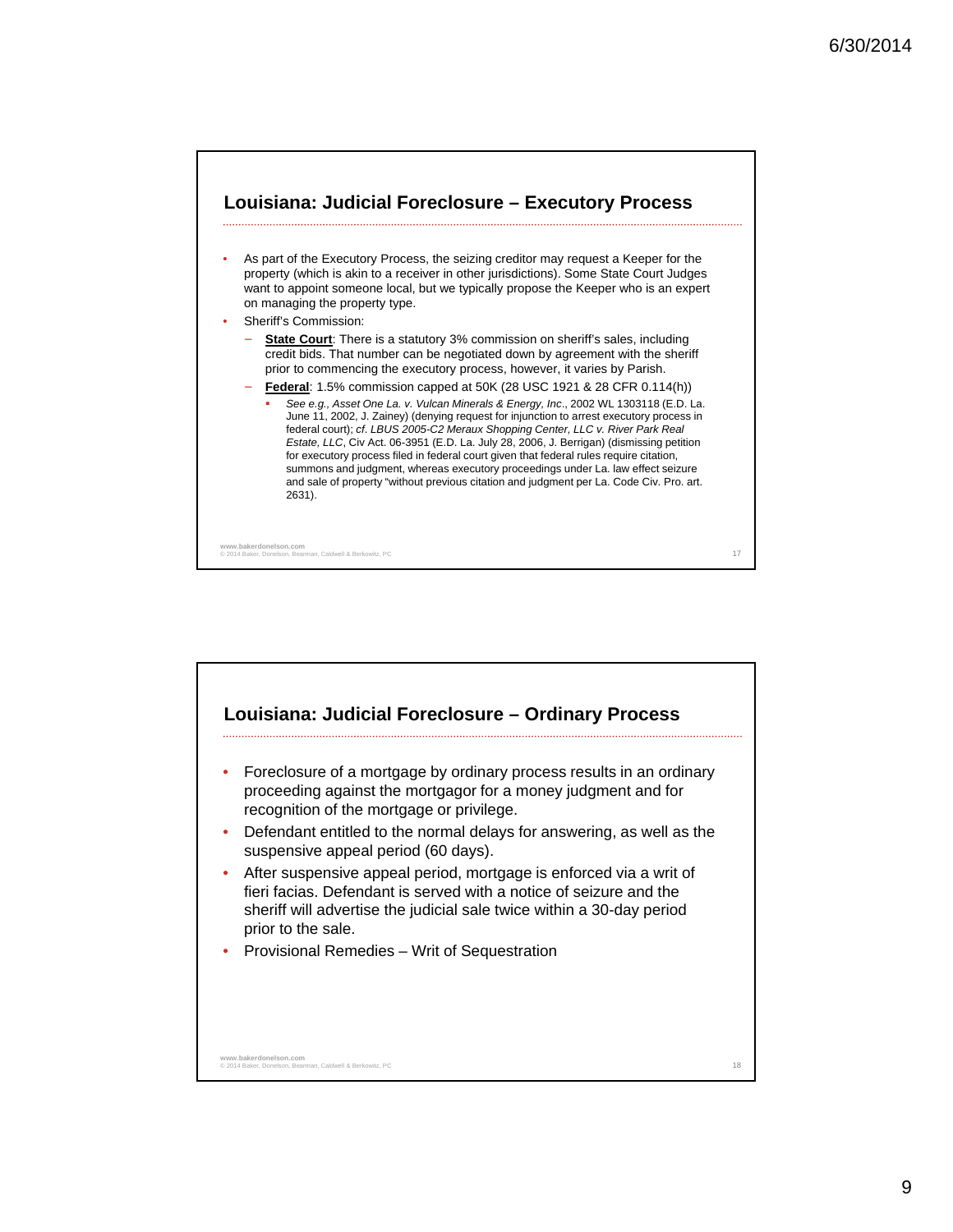## Louisiana: Judicial Foreclosure – Executory Process

- As part of the Executory Process, the seizing creditor may request a Keeper for the property (which is akin to a receiver in other jurisdictions). Some State Court Judges want to appoint someone local, but we typically propose the Keeper who is an expert on managing the property type.
- Sheriff's Commission:
  - **State Court**: There is a statutory 3% commission on sheriff's sales, including credit bids. That number can be negotiated down by agreement with the sheriff prior to commencing the executory process, however, it varies by Parish.
  - **Federal**: 1.5% commission capped at 50K (28 USC 1921 & 28 CFR 0.114(h))
    - *See e.g., Asset One La. v. Vulcan Minerals & Energy, Inc*., 2002 WL 1303118 (E.D. La. June 11, 2002, J. Zainey) (denying request for injunction to arrest executory process in federal court); *cf. LBUS 2005-C2 Meraux Shopping Center, LLC v. River Park Real Estate, LLC*, Civ Act. 06-3951 (E.D. La. July 28, 2006, J. Berrigan) (dismissing petition for executory process filed in federal court given that federal rules require citation, summons and judgment, whereas executory proceedings under La. law effect seizure and sale of property "without previous citation and judgment per La. Code Civ. Pro. art. 2631).

## Louisiana: Judicial Foreclosure – Ordinary Process

- Foreclosure of a mortgage by ordinary process results in an ordinary proceeding against the mortgagor for a money judgment and for recognition of the mortgage or privilege.
- Defendant entitled to the normal delays for answering, as well as the suspensive appeal period (60 days).
- After suspensive appeal period, mortgage is enforced via a writ of fieri facias. Defendant is served with a notice of seizure and the sheriff will advertise the judicial sale twice within a 30-day period prior to the sale.
- Provisional Remedies – Writ of Sequestration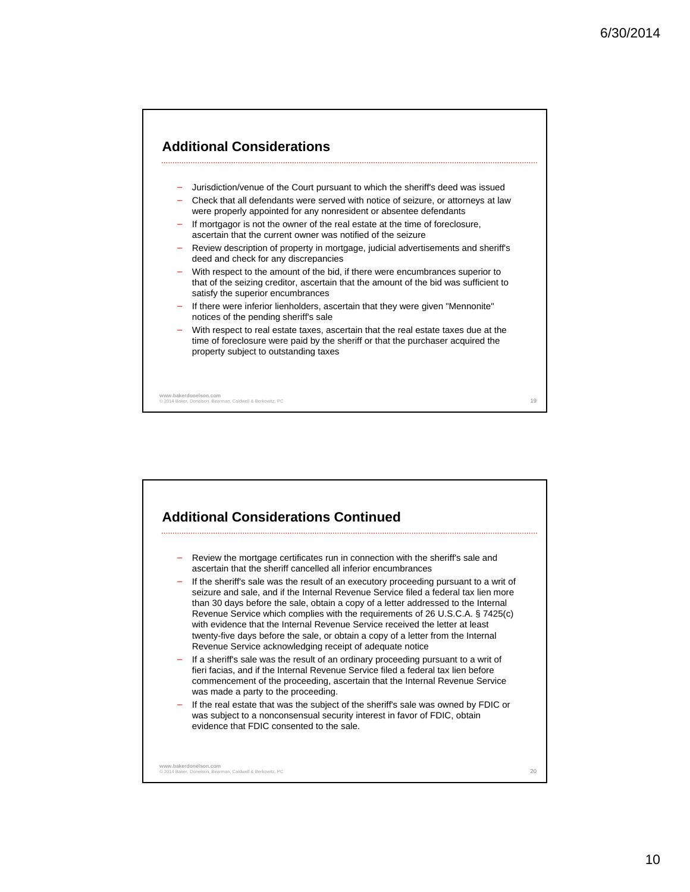## Additional Considerations

- Jurisdiction/venue of the Court pursuant to which the sheriff's deed was issued
- Check that all defendants were served with notice of seizure, or attorneys at law were properly appointed for any nonresident or absentee defendants
- If mortgagor is not the owner of the real estate at the time of foreclosure, ascertain that the current owner was notified of the seizure
- Review description of property in mortgage, judicial advertisements and sheriff's deed and check for any discrepancies
- With respect to the amount of the bid, if there were encumbrances superior to that of the seizing creditor, ascertain that the amount of the bid was sufficient to satisfy the superior encumbrances
- If there were inferior lienholders, ascertain that they were given "Mennonite" notices of the pending sheriff's sale
- With respect to real estate taxes, ascertain that the real estate taxes due at the time of foreclosure were paid by the sheriff or that the purchaser acquired the property subject to outstanding taxes

## Additional Considerations Continued

- Review the mortgage certificates run in connection with the sheriff's sale and ascertain that the sheriff cancelled all inferior encumbrances
- If the sheriff's sale was the result of an executory proceeding pursuant to a writ of seizure and sale, and if the Internal Revenue Service filed a federal tax lien more than 30 days before the sale, obtain a copy of a letter addressed to the Internal Revenue Service which complies with the requirements of 26 U.S.C.A. § 7425(c) with evidence that the Internal Revenue Service received the letter at least twenty-five days before the sale, or obtain a copy of a letter from the Internal Revenue Service acknowledging receipt of adequate notice
- If a sheriff's sale was the result of an ordinary proceeding pursuant to a writ of fieri facias, and if the Internal Revenue Service filed a federal tax lien before commencement of the proceeding, ascertain that the Internal Revenue Service was made a party to the proceeding.
- If the real estate that was the subject of the sheriff's sale was owned by FDIC or was subject to a nonconsensual security interest in favor of FDIC, obtain evidence that FDIC consented to the sale.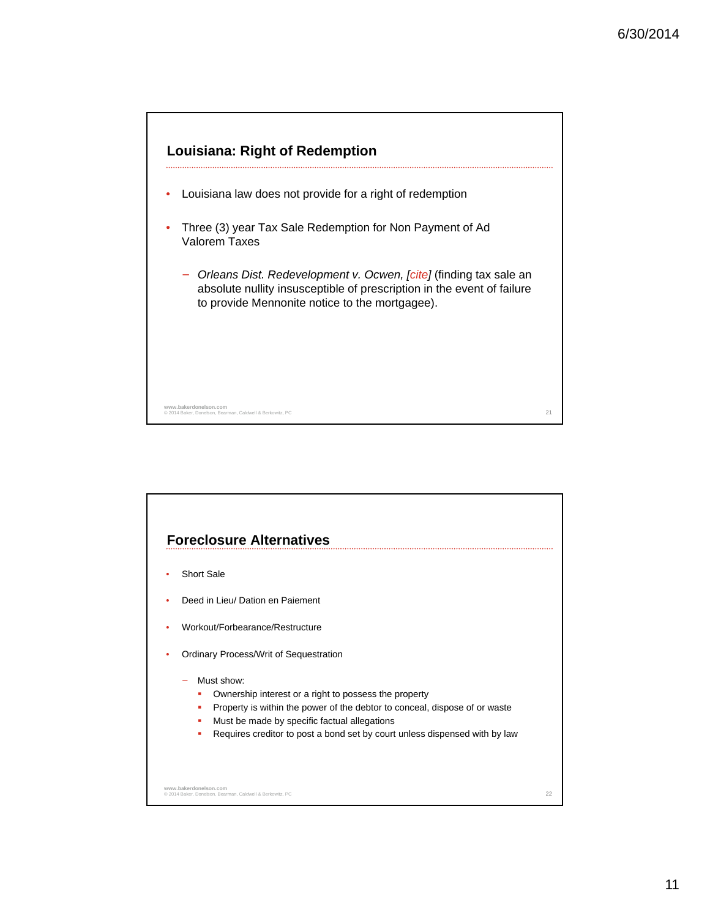## Louisiana: Right of Redemption

- Louisiana law does not provide for a right of redemption
- Three (3) year Tax Sale Redemption for Non Payment of Ad Valorem Taxes
  - *Orleans Dist. Redevelopment v. Ocwen, [cite]* (finding tax sale an absolute nullity insusceptible of prescription in the event of failure to provide Mennonite notice to the mortgagee).

## Foreclosure Alternatives

- Short Sale
- Deed in Lieu/ Dation en Paiement
- Workout/Forbearance/Restructure
- Ordinary Process/Writ of Sequestration
  - Must show:
    - Ownership interest or a right to possess the property
    - Property is within the power of the debtor to conceal, dispose of or waste
    - Must be made by specific factual allegations
    - Requires creditor to post a bond set by court unless dispensed with by law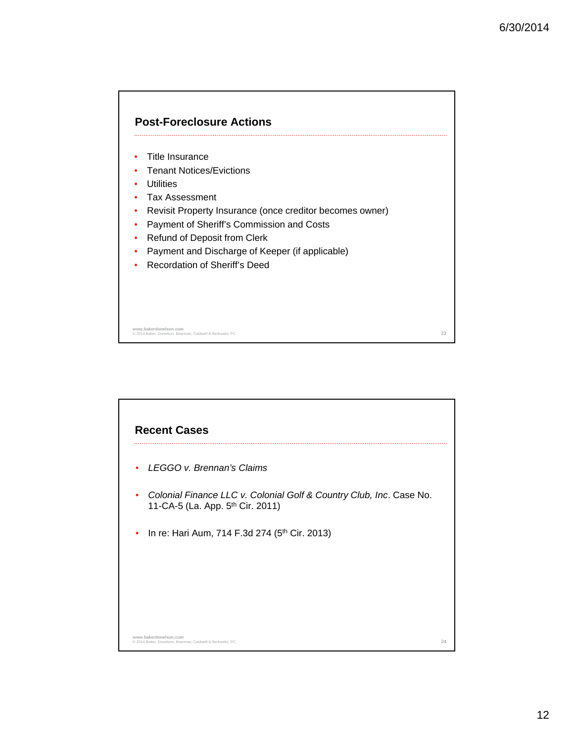## Post-Foreclosure Actions

- Title Insurance
- Tenant Notices/Evictions
- Utilities
- Tax Assessment
- Revisit Property Insurance (once creditor becomes owner)
- Payment of Sheriff's Commission and Costs
- Refund of Deposit from Clerk
- Payment and Discharge of Keeper (if applicable)
- Recordation of Sheriff's Deed

## Recent Cases

- *LEGGO v. Brennan's Claims*
- *Colonial Finance LLC v. Colonial Golf & Country Club, Inc*. Case No. 11-CA-5 (La. App. 5th Cir. 2011)
- In re: Hari Aum, 714 F.3d 274 (5th Cir. 2013)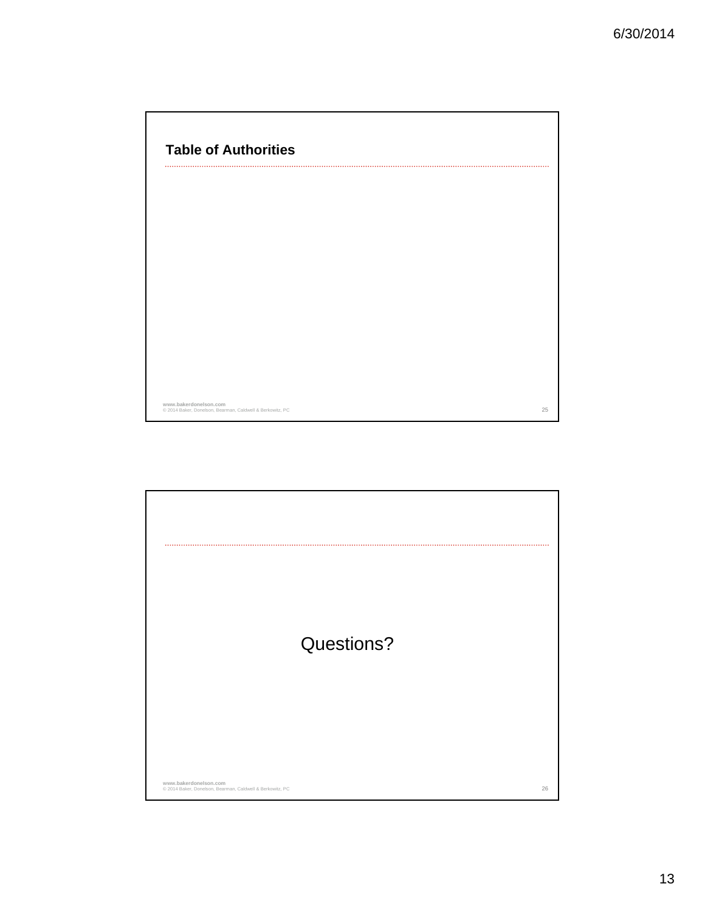## Table of Authorities

www.bakerdonelson.com
© 2014 Baker, Donelson, Bearman, Caldwell & Berkowitz, PC

Questions?

www.bakerdonelson.com
© 2014 Baker, Donelson, Bearman, Caldwell & Berkowitz, PC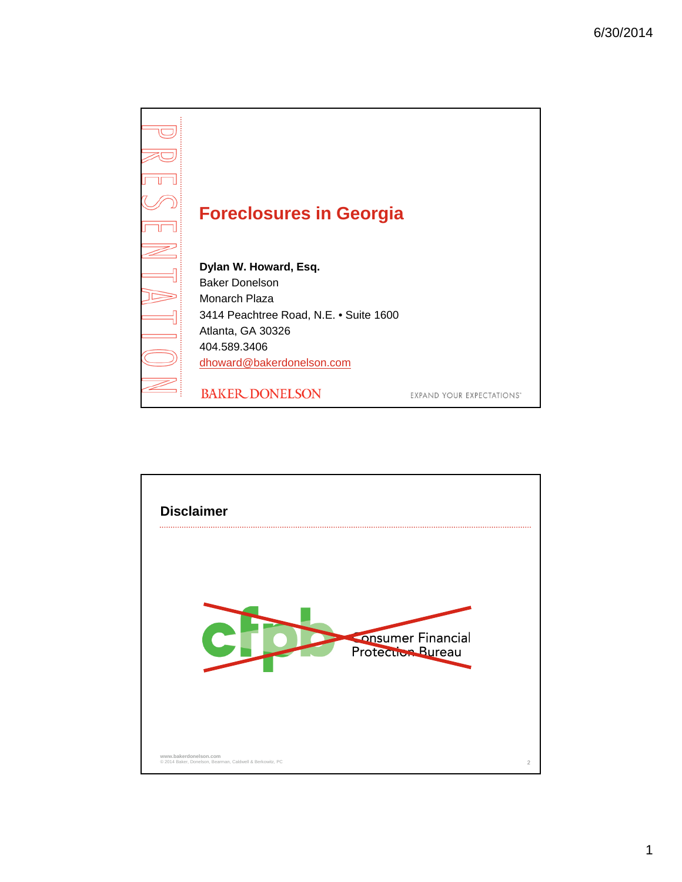# Foreclosures in Georgia

**Dylan W. Howard, Esq.**
Baker Donelson
Monarch Plaza
3414 Peachtree Road, N.E. • Suite 1600
Atlanta, GA 30326
404.589.3406
dhoward@bakerdonelson.com

BAKER DONELSON

EXPAND YOUR EXPECTATIONS

## Disclaimer

cfpb Consumer Financial Protection Bureau

www.bakerdonelson.com
© 2014 Baker, Donelson, Bearman, Caldwell & Berkowitz, PC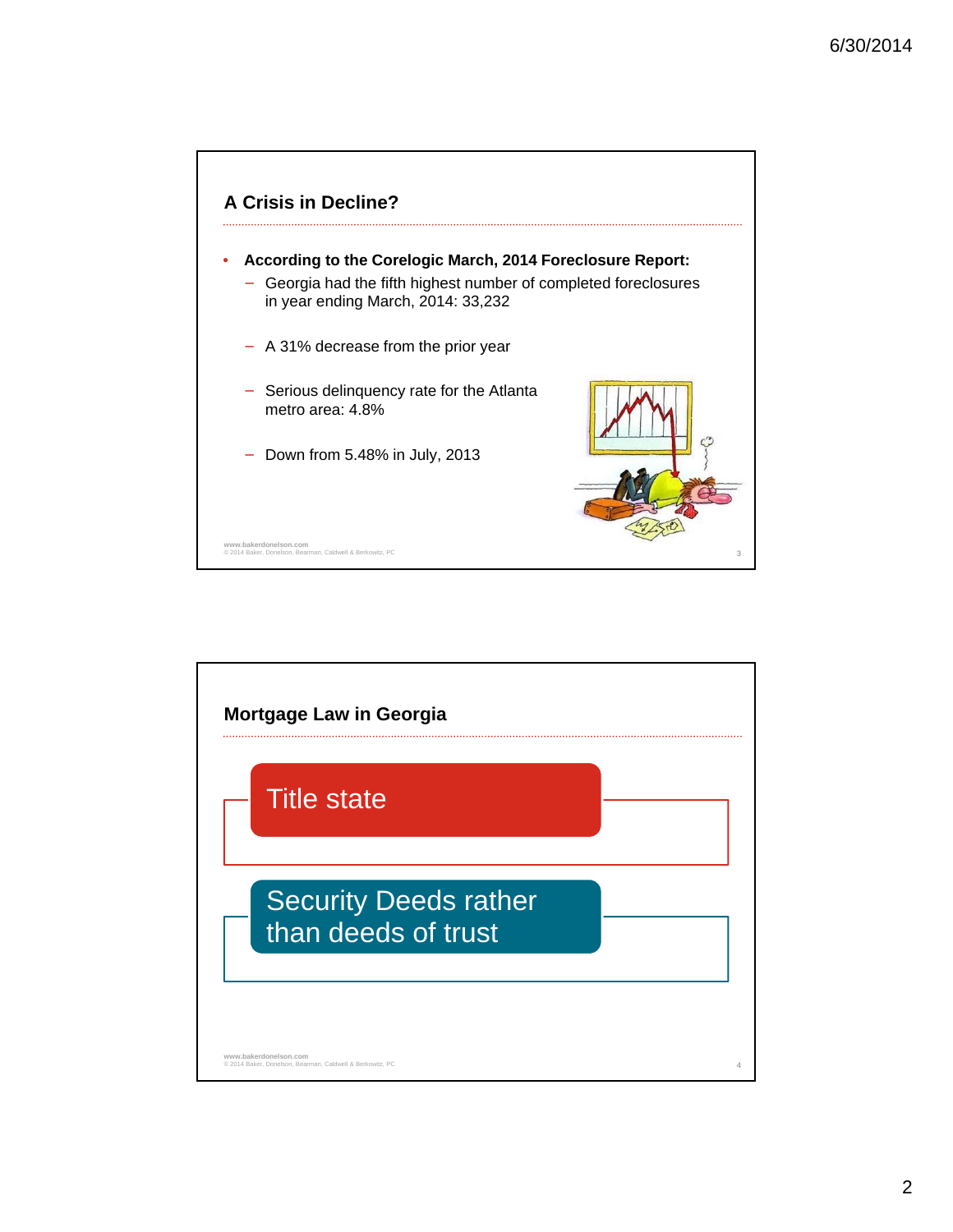## A Crisis in Decline?

- **According to the Corelogic March, 2014 Foreclosure Report:**
  - Georgia had the fifth highest number of completed foreclosures in year ending March, 2014: 33,232
  - A 31% decrease from the prior year
  - Serious delinquency rate for the Atlanta metro area: 4.8%
  - Down from 5.48% in July, 2013

## Mortgage Law in Georgia

- Title state
- Security Deeds rather than deeds of trust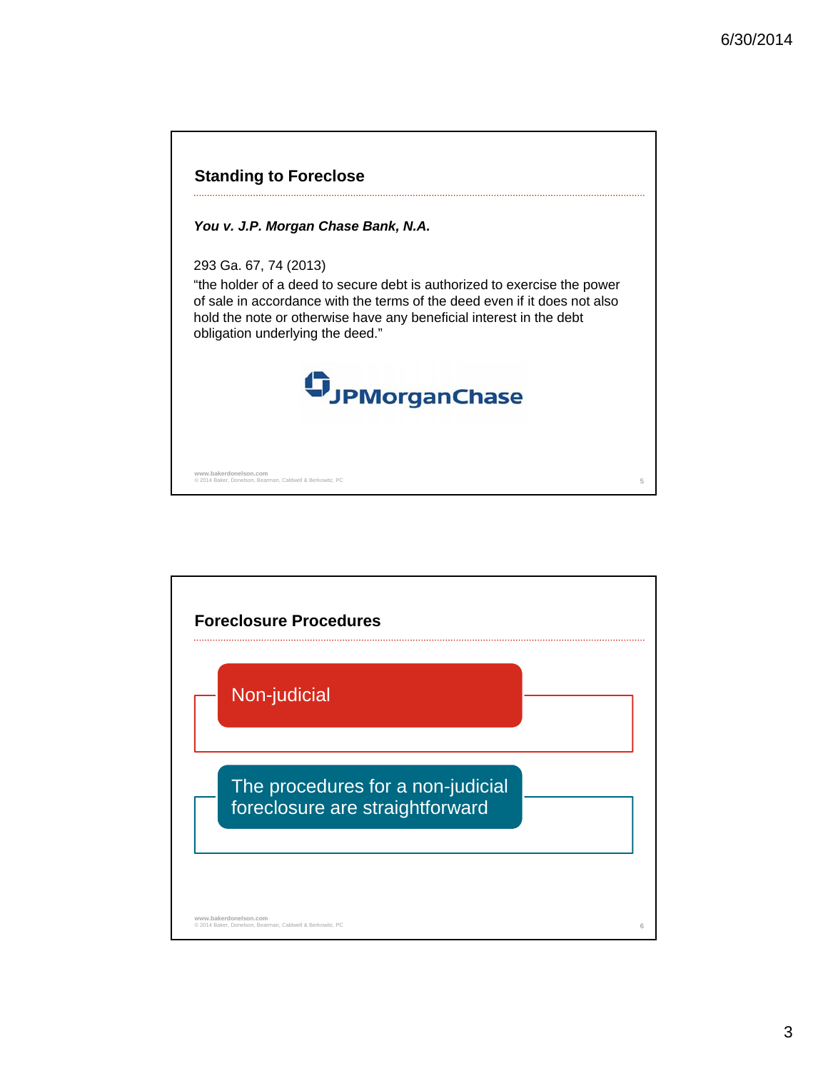## Standing to Foreclose

***You v. J.P. Morgan Chase Bank, N.A.***

293 Ga. 67, 74 (2013)
"the holder of a deed to secure debt is authorized to exercise the power of sale in accordance with the terms of the deed even if it does not also hold the note or otherwise have any beneficial interest in the debt obligation underlying the deed."

JPMorganChase

## Foreclosure Procedures

- Non-judicial
- The procedures for a non-judicial foreclosure are straightforward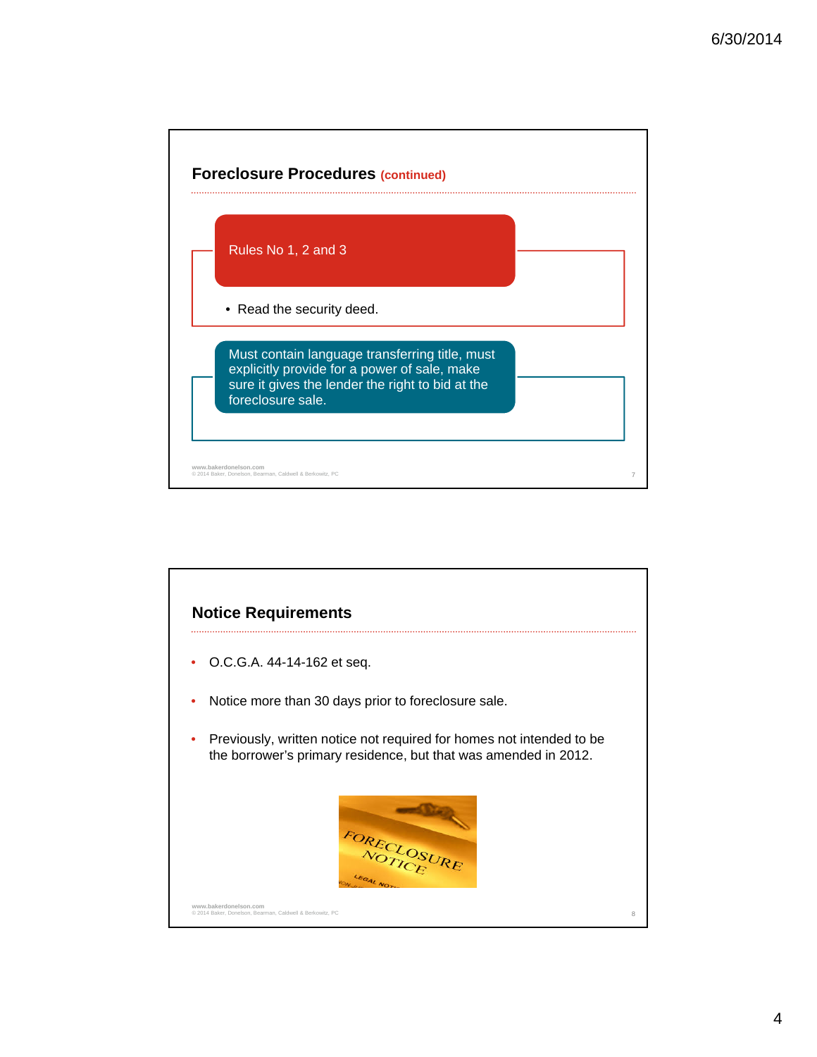## Foreclosure Procedures (continued)

**Rules No 1, 2 and 3**

- Read the security deed.

**Must contain language transferring title, must explicitly provide for a power of sale, make sure it gives the lender the right to bid at the foreclosure sale.**

## Notice Requirements

- O.C.G.A. 44-14-162 et seq.
- Notice more than 30 days prior to foreclosure sale.
- Previously, written notice not required for homes not intended to be the borrower's primary residence, but that was amended in 2012.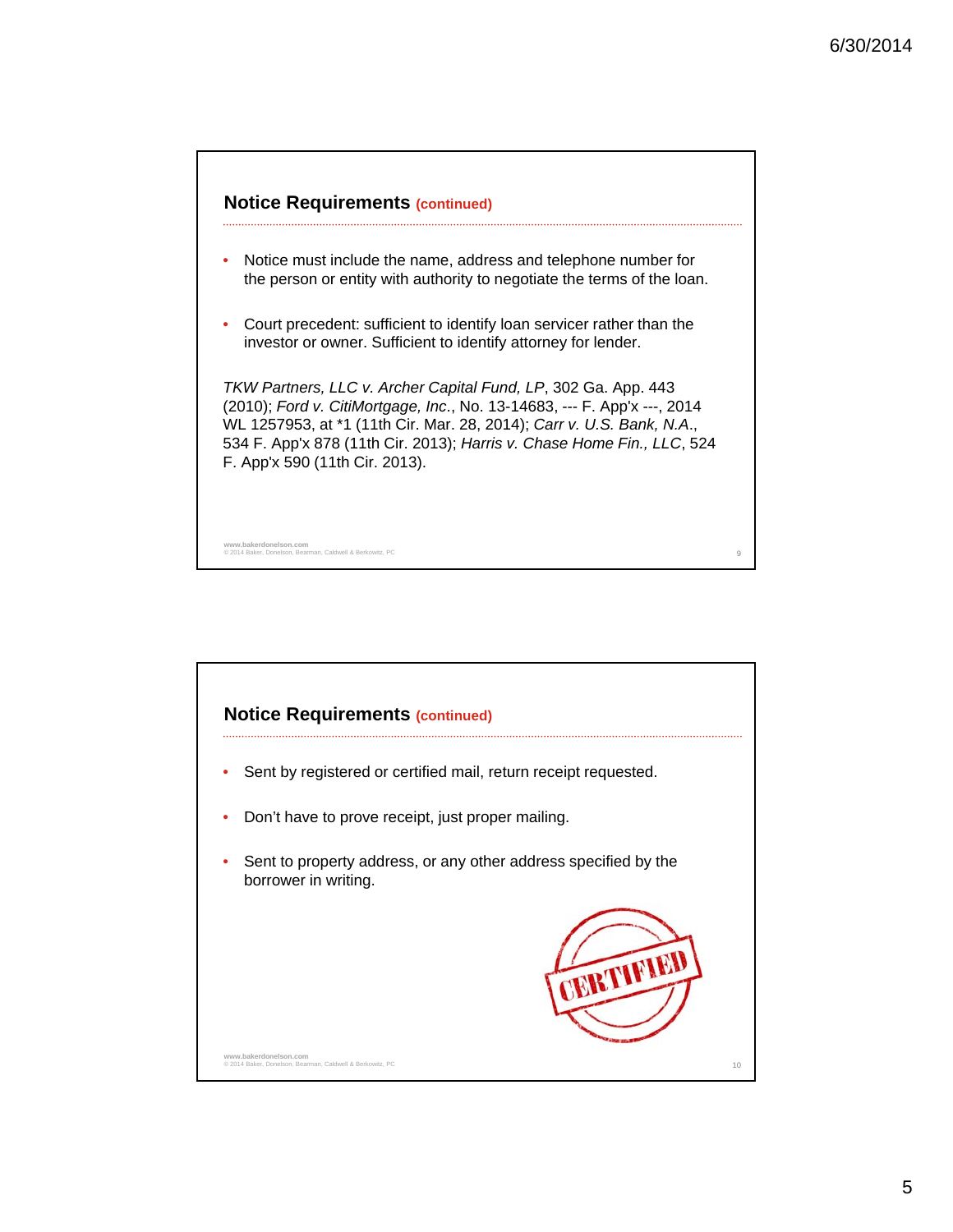## Notice Requirements (continued)

- Notice must include the name, address and telephone number for the person or entity with authority to negotiate the terms of the loan.
- Court precedent: sufficient to identify loan servicer rather than the investor or owner. Sufficient to identify attorney for lender.

*TKW Partners, LLC v. Archer Capital Fund, LP*, 302 Ga. App. 443 (2010); *Ford v. CitiMortgage, Inc.*, No. 13-14683, --- F. App'x ---, 2014 WL 1257953, at *1 (11th Cir. Mar. 28, 2014); *Carr v. U.S. Bank, N.A.*, 534 F. App'x 878 (11th Cir. 2013); *Harris v. Chase Home Fin., LLC*, 524 F. App'x 590 (11th Cir. 2013).

## Notice Requirements (continued)

- Sent by registered or certified mail, return receipt requested.
- Don't have to prove receipt, just proper mailing.
- Sent to property address, or any other address specified by the borrower in writing.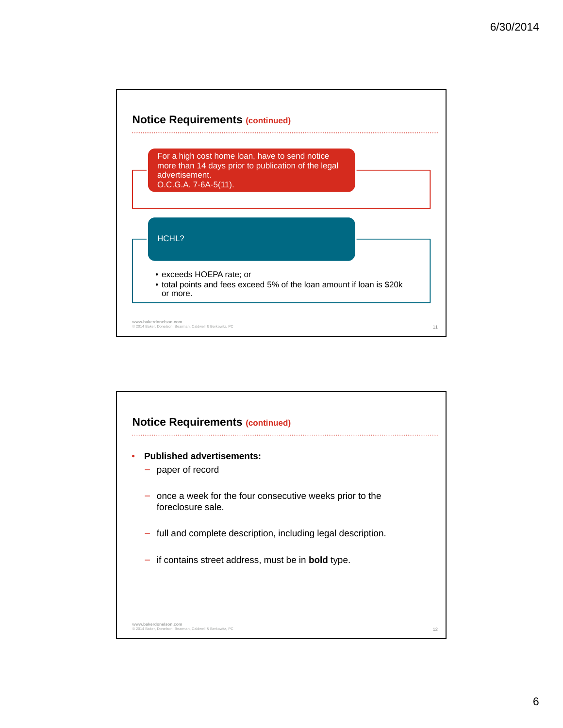## Notice Requirements (continued)

For a high cost home loan, have to send notice more than 14 days prior to publication of the legal advertisement.
O.C.G.A. 7-6A-5(11).

HCHL?

- exceeds HOEPA rate; or
- total points and fees exceed 5% of the loan amount if loan is $20k or more.

## Notice Requirements (continued)

- **Published advertisements:**
  - paper of record
  - once a week for the four consecutive weeks prior to the foreclosure sale.
  - full and complete description, including legal description.
  - if contains street address, must be in **bold** type.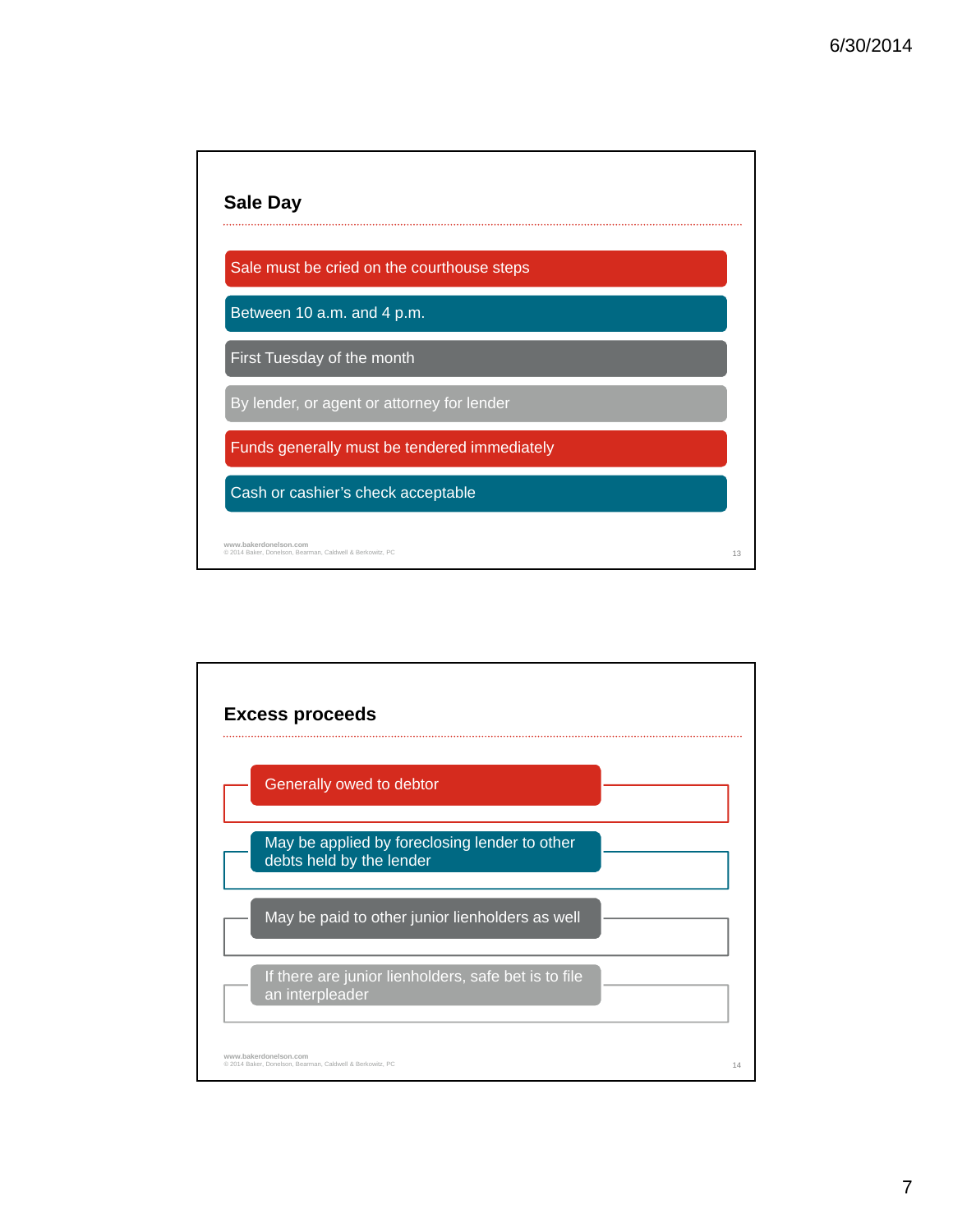## Sale Day

- Sale must be cried on the courthouse steps
- Between 10 a.m. and 4 p.m.
- First Tuesday of the month
- By lender, or agent or attorney for lender
- Funds generally must be tendered immediately
- Cash or cashier's check acceptable

www.bakerdonelson.com
© 2014 Baker, Donelson, Bearman, Caldwell & Berkowitz, PC

## Excess proceeds

- Generally owed to debtor
- May be applied by foreclosing lender to other debts held by the lender
- May be paid to other junior lienholders as well
- If there are junior lienholders, safe bet is to file an interpleader

www.bakerdonelson.com
© 2014 Baker, Donelson, Bearman, Caldwell & Berkowitz, PC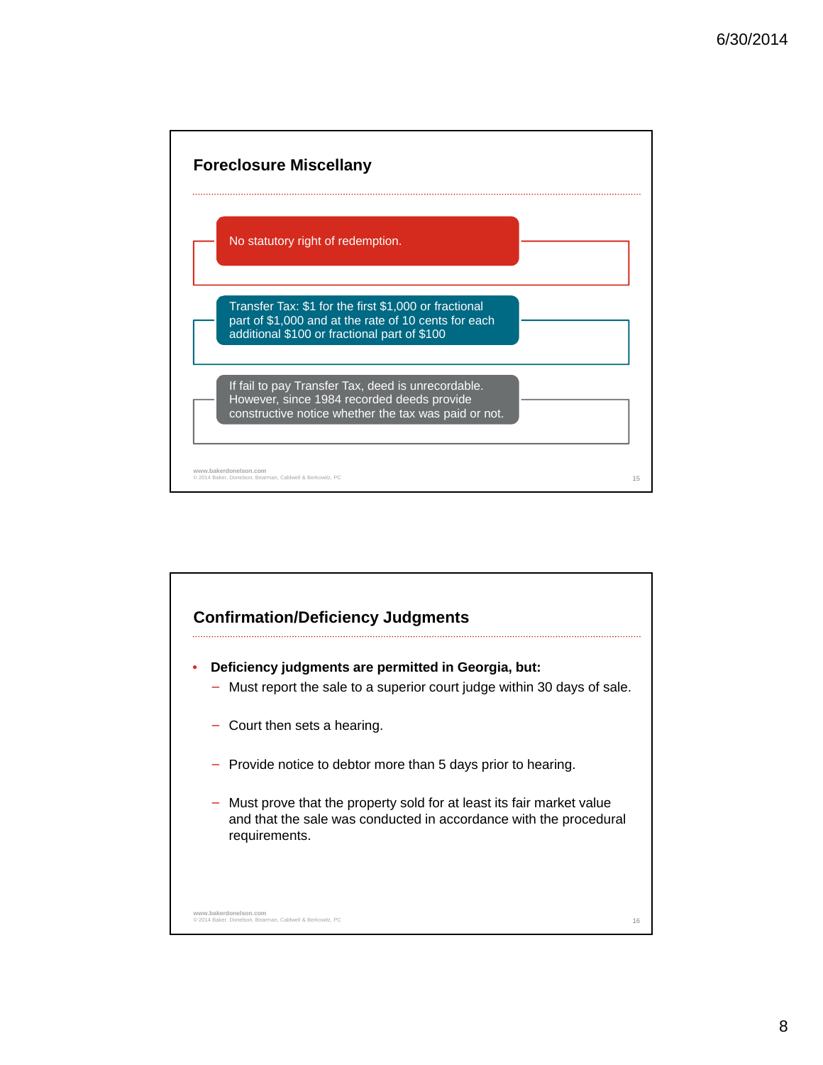## Foreclosure Miscellany

- No statutory right of redemption.
- Transfer Tax: $1 for the first $1,000 or fractional part of $1,000 and at the rate of 10 cents for each additional $100 or fractional part of $100
- If fail to pay Transfer Tax, deed is unrecordable. However, since 1984 recorded deeds provide constructive notice whether the tax was paid or not.

## Confirmation/Deficiency Judgments

- **Deficiency judgments are permitted in Georgia, but:**
  - Must report the sale to a superior court judge within 30 days of sale.
  - Court then sets a hearing.
  - Provide notice to debtor more than 5 days prior to hearing.
  - Must prove that the property sold for at least its fair market value and that the sale was conducted in accordance with the procedural requirements.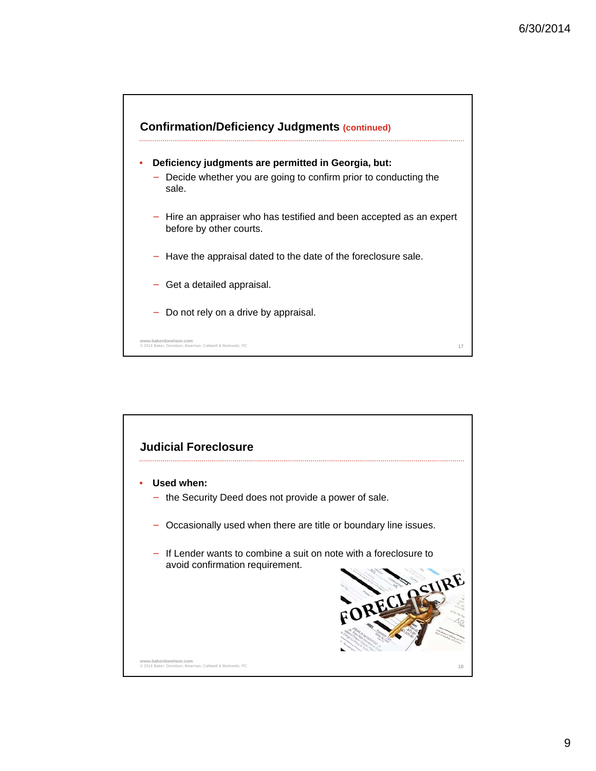## Confirmation/Deficiency Judgments (continued)

- **Deficiency judgments are permitted in Georgia, but:**
  - Decide whether you are going to confirm prior to conducting the sale.
  - Hire an appraiser who has testified and been accepted as an expert before by other courts.
  - Have the appraisal dated to the date of the foreclosure sale.
  - Get a detailed appraisal.
  - Do not rely on a drive by appraisal.

## Judicial Foreclosure

- **Used when:**
  - the Security Deed does not provide a power of sale.
  - Occasionally used when there are title or boundary line issues.
  - If Lender wants to combine a suit on note with a foreclosure to avoid confirmation requirement.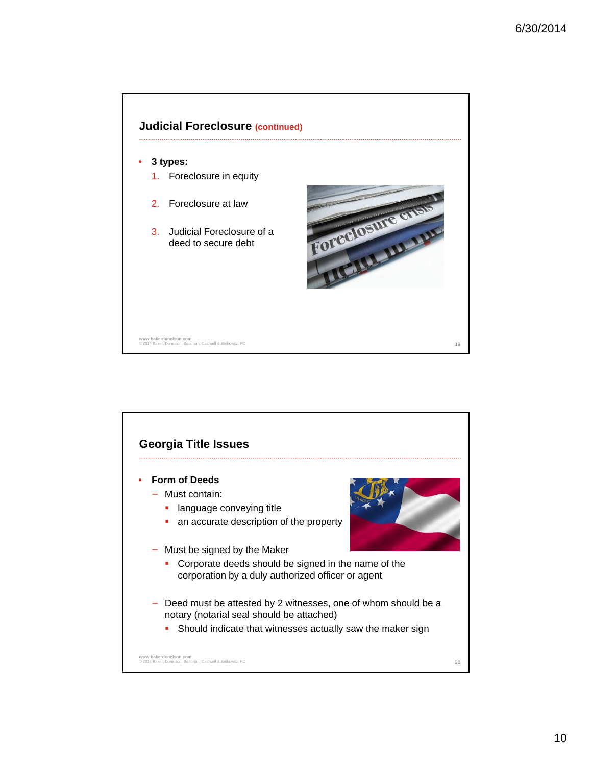## Judicial Foreclosure (continued)

- **3 types:**
  1. Foreclosure in equity
  2. Foreclosure at law
  3. Judicial Foreclosure of a deed to secure debt

## Georgia Title Issues

- **Form of Deeds**
  - Must contain:
    - language conveying title
    - an accurate description of the property
  - Must be signed by the Maker
    - Corporate deeds should be signed in the name of the corporation by a duly authorized officer or agent
  - Deed must be attested by 2 witnesses, one of whom should be a notary (notarial seal should be attached)
    - Should indicate that witnesses actually saw the maker sign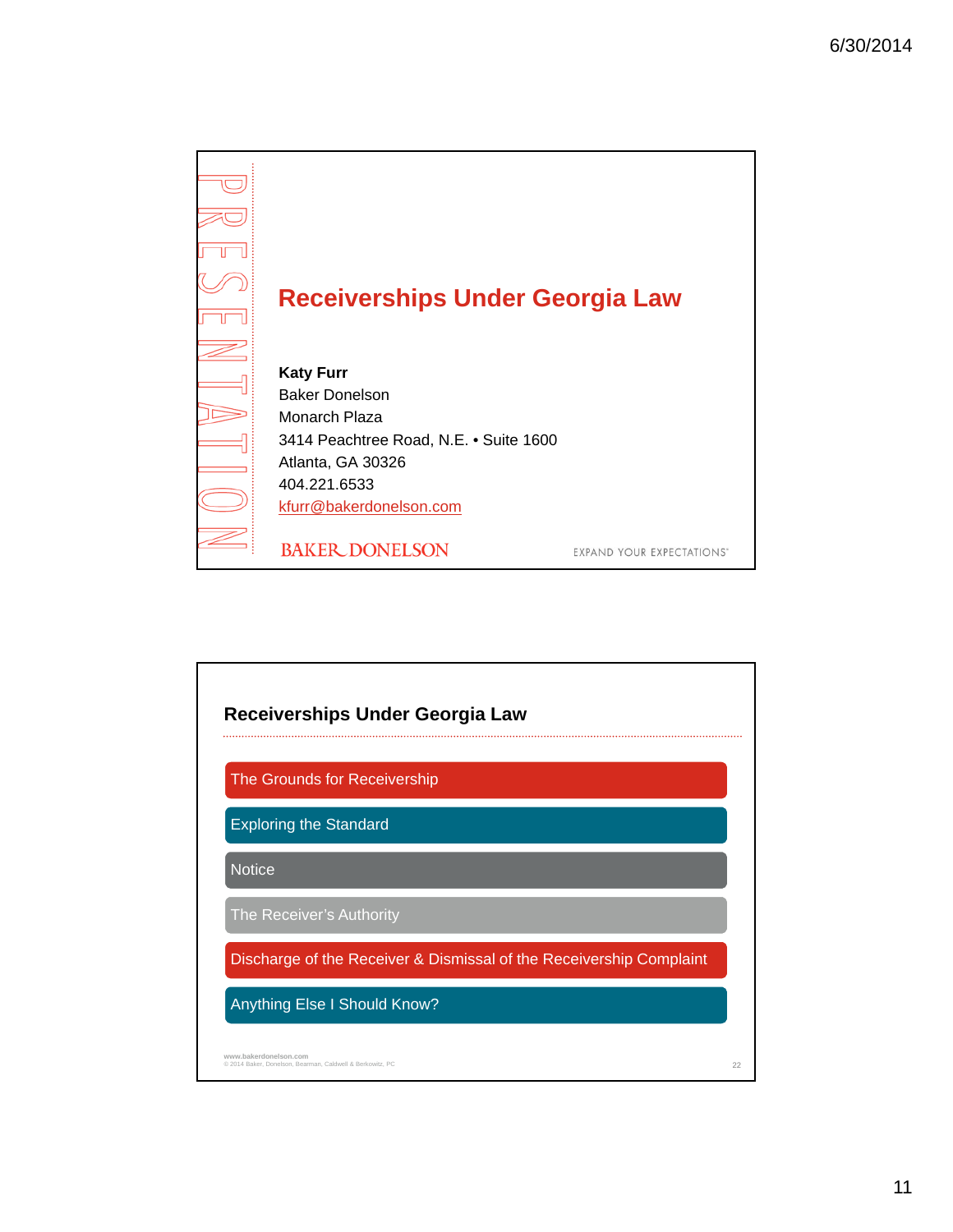# Receiverships Under Georgia Law

**Katy Furr**
Baker Donelson
Monarch Plaza
3414 Peachtree Road, N.E. • Suite 1600
Atlanta, GA 30326
404.221.6533
kfurr@bakerdonelson.com

BAKER DONELSON

EXPAND YOUR EXPECTATIONS

## Receiverships Under Georgia Law

- The Grounds for Receivership
- Exploring the Standard
- Notice
- The Receiver's Authority
- Discharge of the Receiver & Dismissal of the Receivership Complaint
- Anything Else I Should Know?

www.bakerdonelson.com
© 2014 Baker, Donelson, Bearman, Caldwell & Berkowitz, PC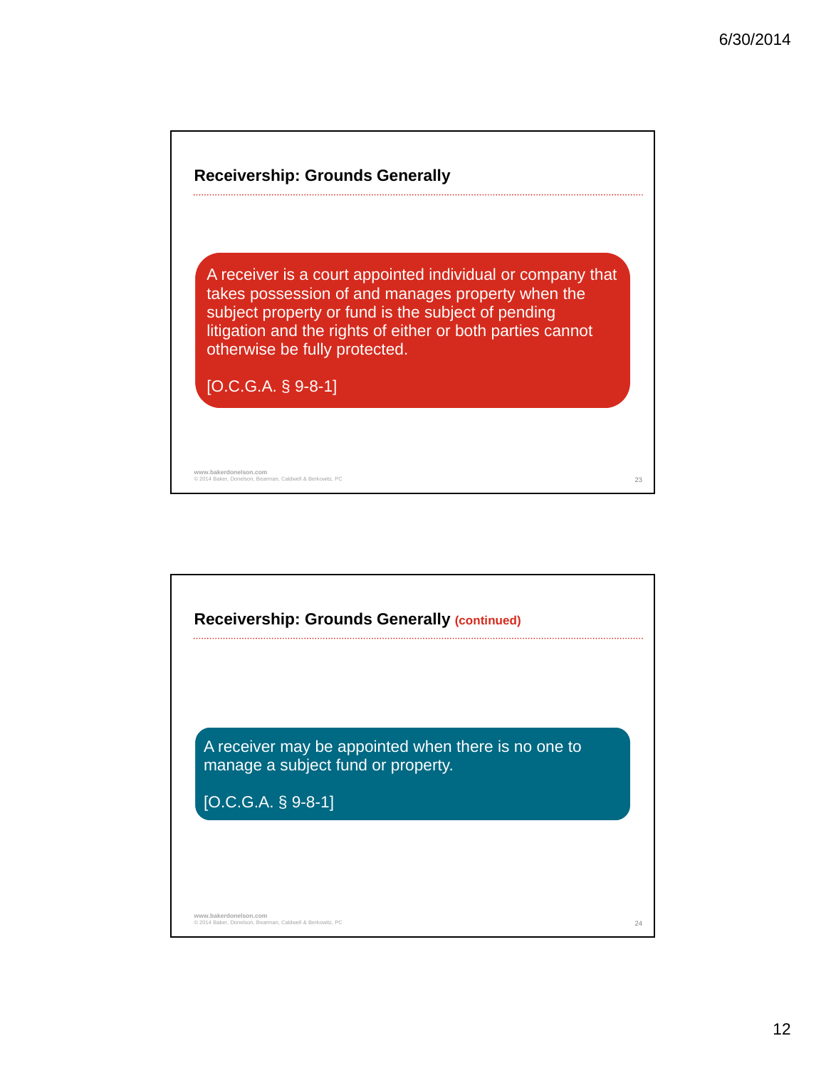## Receivership: Grounds Generally

A receiver is a court appointed individual or company that takes possession of and manages property when the subject property or fund is the subject of pending litigation and the rights of either or both parties cannot otherwise be fully protected.

[O.C.G.A. § 9-8-1]

## Receivership: Grounds Generally (continued)

A receiver may be appointed when there is no one to manage a subject fund or property.

[O.C.G.A. § 9-8-1]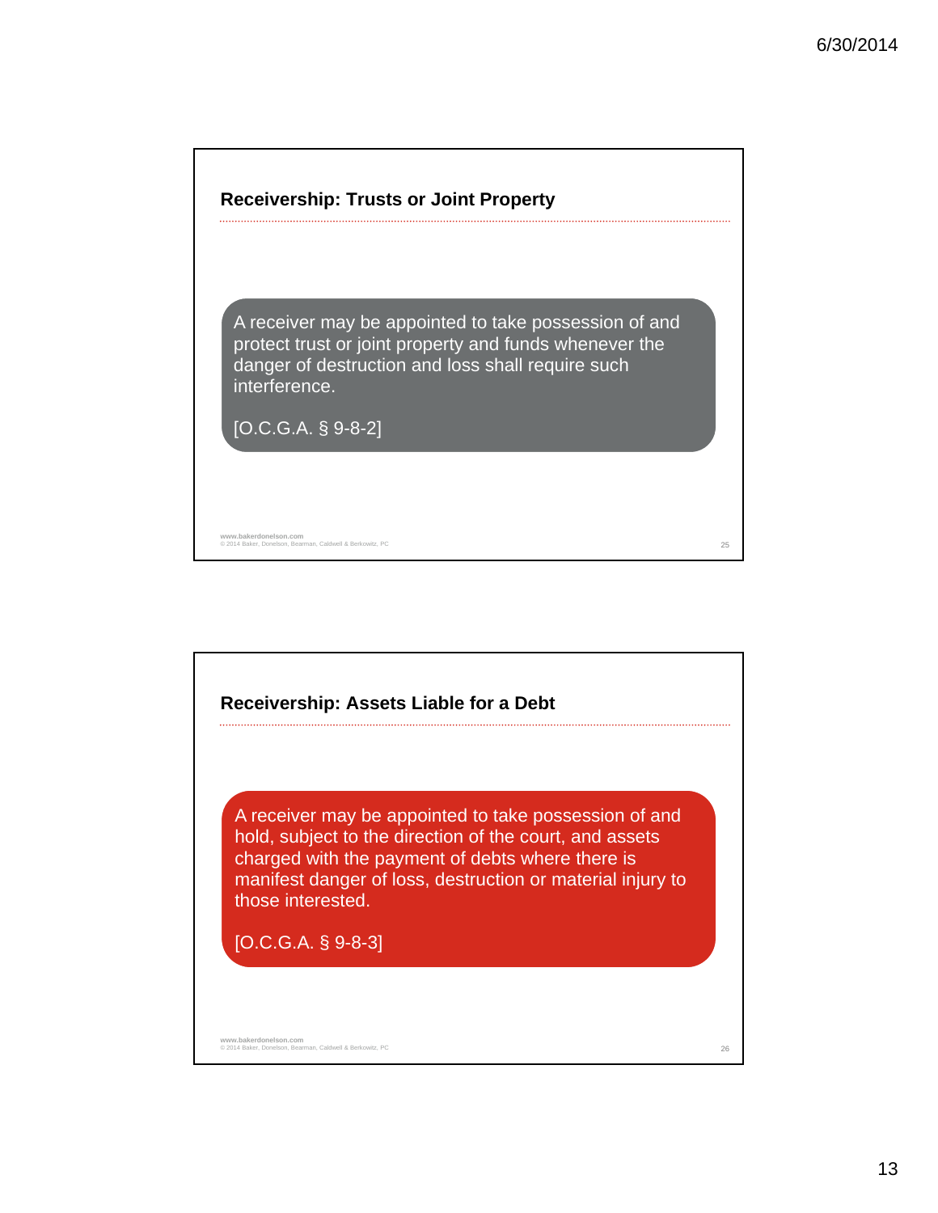## Receivership: Trusts or Joint Property

A receiver may be appointed to take possession of and protect trust or joint property and funds whenever the danger of destruction and loss shall require such interference.

[O.C.G.A. § 9-8-2]

## Receivership: Assets Liable for a Debt

A receiver may be appointed to take possession of and hold, subject to the direction of the court, and assets charged with the payment of debts where there is manifest danger of loss, destruction or material injury to those interested.

[O.C.G.A. § 9-8-3]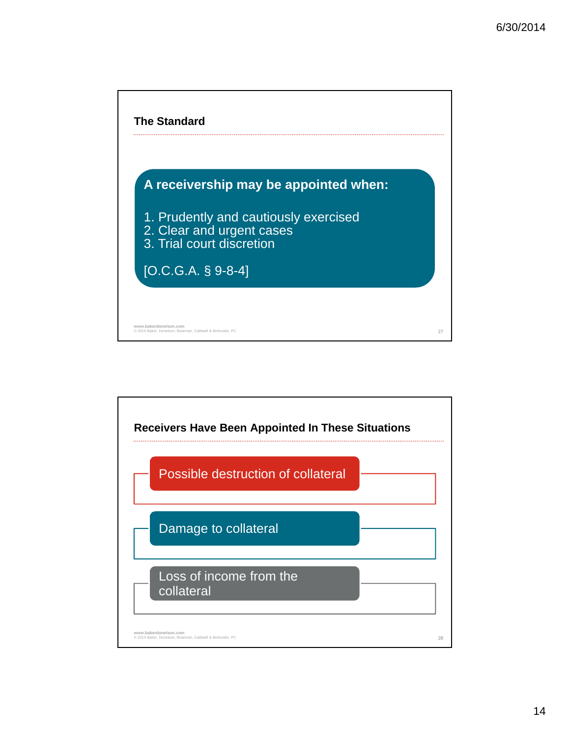## The Standard

**A receivership may be appointed when:**

1. Prudently and cautiously exercised
2. Clear and urgent cases
3. Trial court discretion

[O.C.G.A. § 9-8-4]

www.bakerdonelson.com
© 2014 Baker, Donelson, Bearman, Caldwell & Berkowitz, PC

## Receivers Have Been Appointed In These Situations

- Possible destruction of collateral
- Damage to collateral
- Loss of income from the collateral

www.bakerdonelson.com
© 2014 Baker, Donelson, Bearman, Caldwell & Berkowitz, PC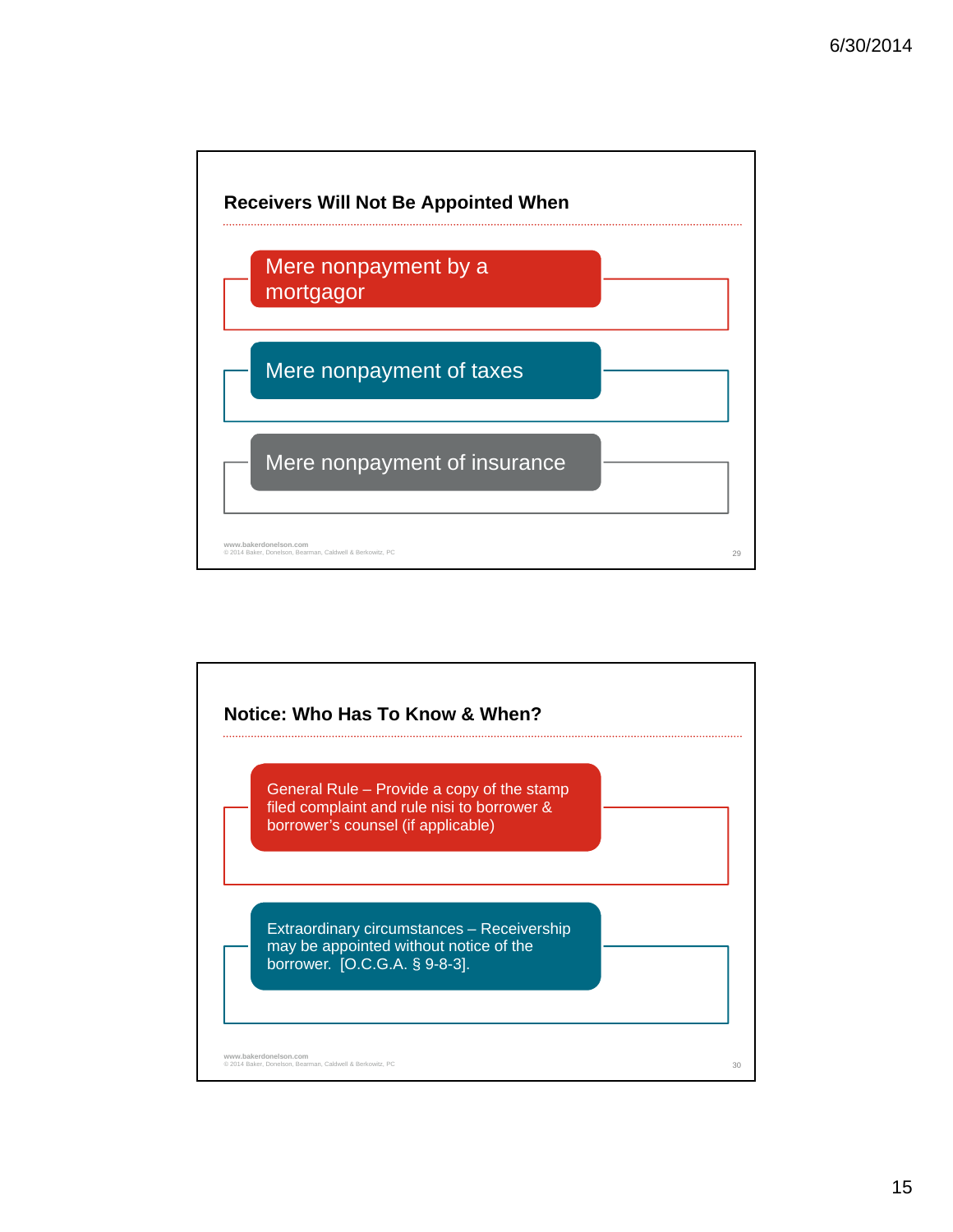## Receivers Will Not Be Appointed When

- Mere nonpayment by a mortgagor
- Mere nonpayment of taxes
- Mere nonpayment of insurance

www.bakerdonelson.com
© 2014 Baker, Donelson, Bearman, Caldwell & Berkowitz, PC

## Notice: Who Has To Know & When?

- General Rule – Provide a copy of the stamp filed complaint and rule nisi to borrower & borrower's counsel (if applicable)
- Extraordinary circumstances – Receivership may be appointed without notice of the borrower. [O.C.G.A. § 9-8-3].

www.bakerdonelson.com
© 2014 Baker, Donelson, Bearman, Caldwell & Berkowitz, PC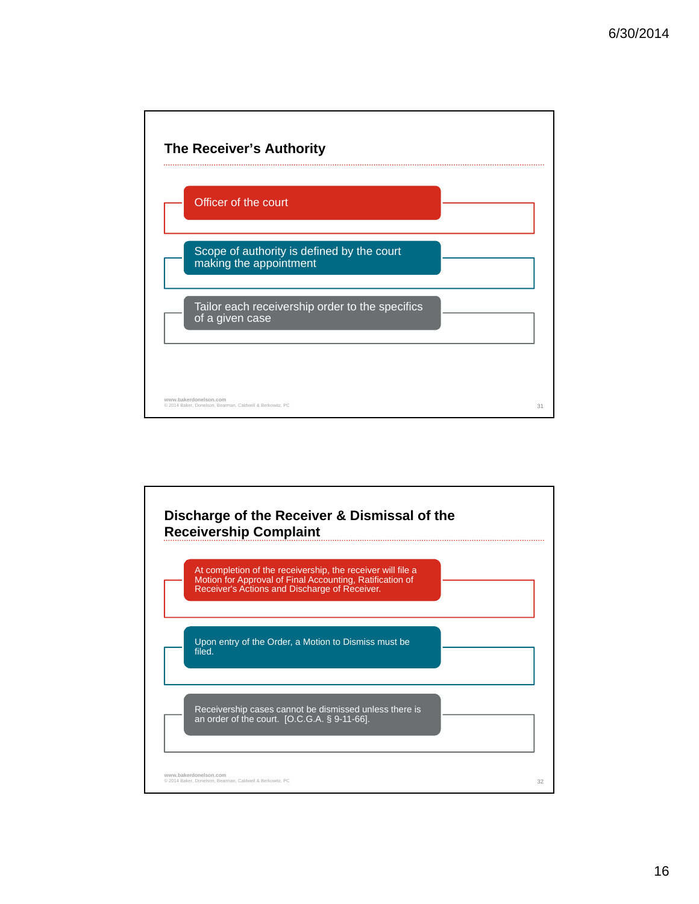## The Receiver's Authority

- Officer of the court
- Scope of authority is defined by the court making the appointment
- Tailor each receivership order to the specifics of a given case

www.bakerdonelson.com
© 2014 Baker, Donelson, Bearman, Caldwell & Berkowitz, PC

## Discharge of the Receiver & Dismissal of the Receivership Complaint

- At completion of the receivership, the receiver will file a Motion for Approval of Final Accounting, Ratification of Receiver's Actions and Discharge of Receiver.
- Upon entry of the Order, a Motion to Dismiss must be filed.
- Receivership cases cannot be dismissed unless there is an order of the court. [O.C.G.A. § 9-11-66].

www.bakerdonelson.com
© 2014 Baker, Donelson, Bearman, Caldwell & Berkowitz, PC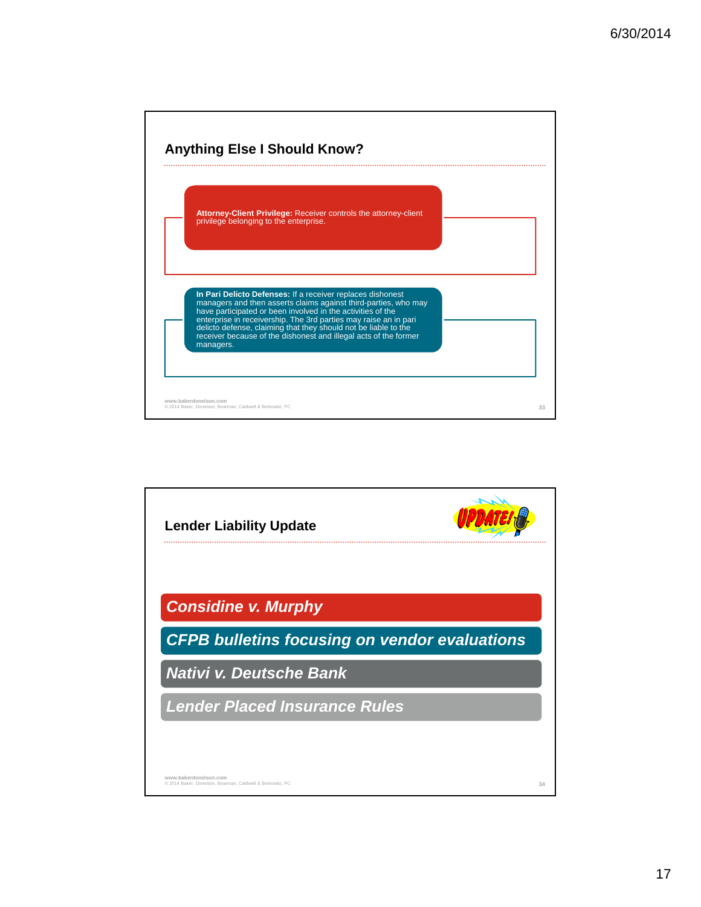## Anything Else I Should Know?

**Attorney-Client Privilege:** Receiver controls the attorney-client privilege belonging to the enterprise.

**In Pari Delicto Defenses:** If a receiver replaces dishonest managers and then asserts claims against third-parties, who may have participated or been involved in the activities of the enterprise in receivership. The 3rd parties may raise an in pari delicto defense, claiming that they should not be liable to the receiver because of the dishonest and illegal acts of the former managers.

www.bakerdonelson.com
© 2014 Baker, Donelson, Bearman, Caldwell & Berkowitz, PC

## Lender Liability Update

UPDATE!

- ***Considine v. Murphy***
- ***CFPB bulletins focusing on vendor evaluations***
- ***Nativi v. Deutsche Bank***
- ***Lender Placed Insurance Rules***

www.bakerdonelson.com
© 2014 Baker, Donelson, Bearman, Caldwell & Berkowitz, PC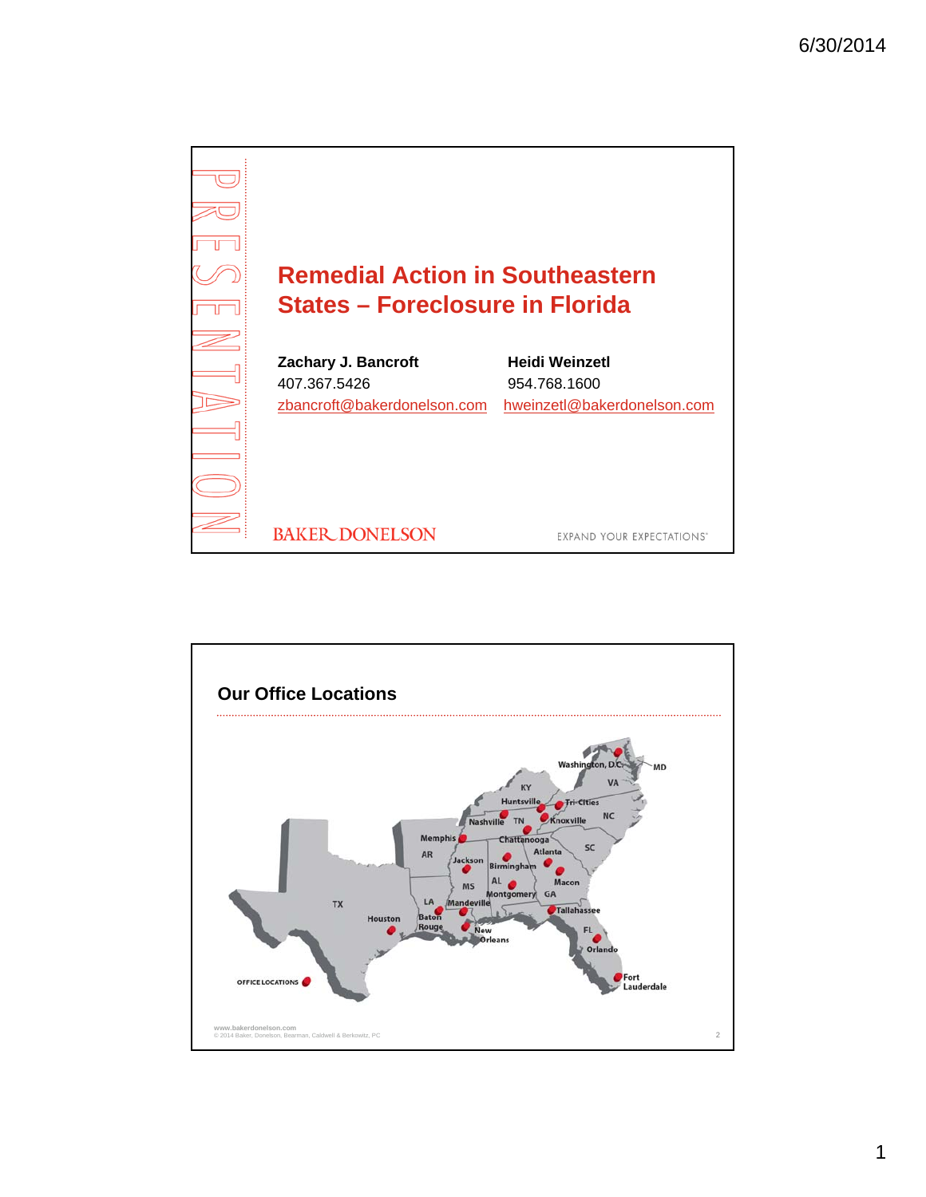# Remedial Action in Southeastern States – Foreclosure in Florida

**Zachary J. Bancroft**
407.367.5426
zbancroft@bakerdonelson.com

**Heidi Weinzetl**
954.768.1600
hweinzetl@bakerdonelson.com

BAKER DONELSON

EXPAND YOUR EXPECTATIONS

## Our Office Locations

Washington, D.C. · MD · VA · KY · Huntsville · Tri-Cities · NC · Nashville · TN · Knoxville · Memphis · Chattanooga · SC · AR · Atlanta · Jackson · Birmingham · MS · AL · Macon · Montgomery · GA · LA · Mandeville · TX · Houston · Baton Rouge · Tallahassee · New Orleans · FL · Orlando · Fort Lauderdale

OFFICE LOCATIONS

www.bakerdonelson.com
© 2014 Baker, Donelson, Bearman, Caldwell & Berkowitz, PC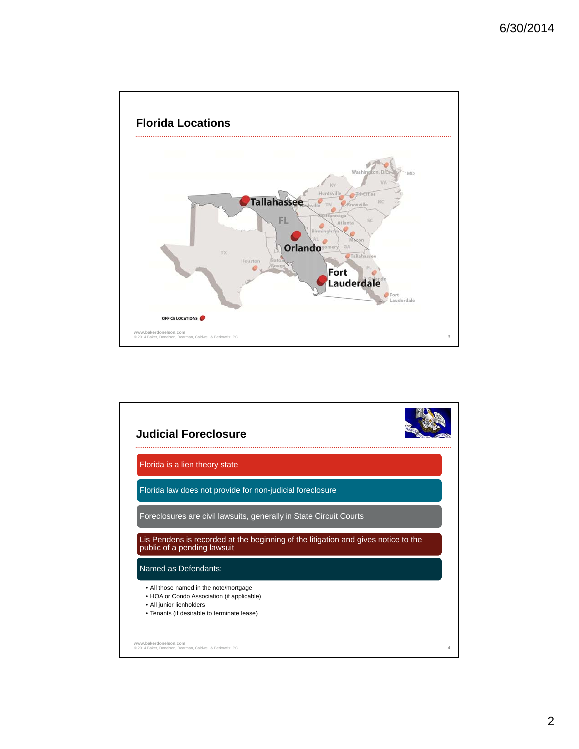## Florida Locations

Tallahassee

Orlando

Fort Lauderdale

OFFICE LOCATIONS

www.bakerdonelson.com
© 2014 Baker, Donelson, Bearman, Caldwell & Berkowitz, PC

## Judicial Foreclosure

- Florida is a lien theory state
- Florida law does not provide for non-judicial foreclosure
- Foreclosures are civil lawsuits, generally in State Circuit Courts
- Lis Pendens is recorded at the beginning of the litigation and gives notice to the public of a pending lawsuit
- Named as Defendants:
  - All those named in the note/mortgage
  - HOA or Condo Association (if applicable)
  - All junior lienholders
  - Tenants (if desirable to terminate lease)

www.bakerdonelson.com
© 2014 Baker, Donelson, Bearman, Caldwell & Berkowitz, PC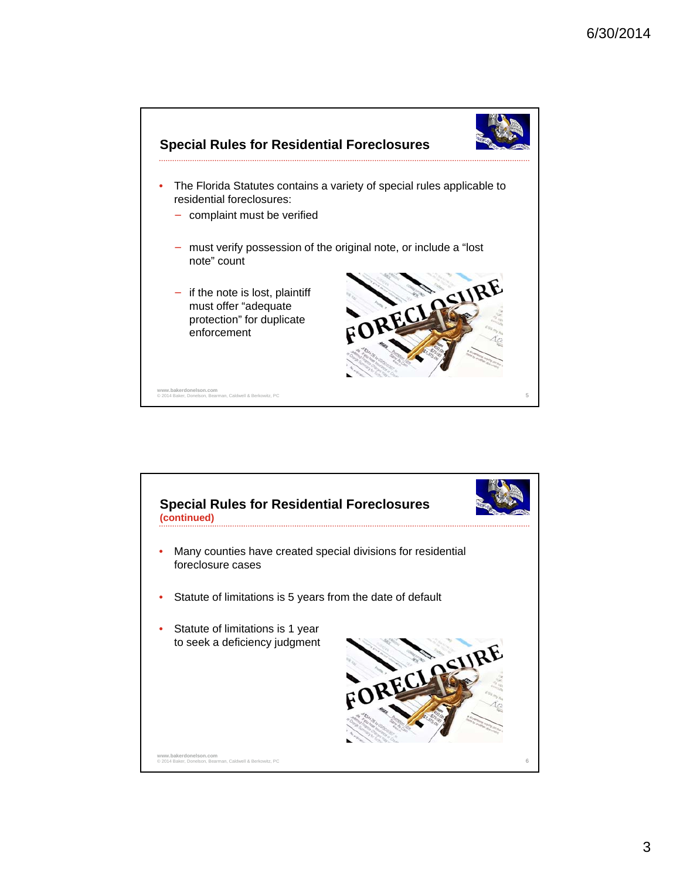## Special Rules for Residential Foreclosures

- The Florida Statutes contains a variety of special rules applicable to residential foreclosures:
  - complaint must be verified
  - must verify possession of the original note, or include a "lost note" count
  - if the note is lost, plaintiff must offer "adequate protection" for duplicate enforcement

## Special Rules for Residential Foreclosures (continued)

- Many counties have created special divisions for residential foreclosure cases
- Statute of limitations is 5 years from the date of default
- Statute of limitations is 1 year to seek a deficiency judgment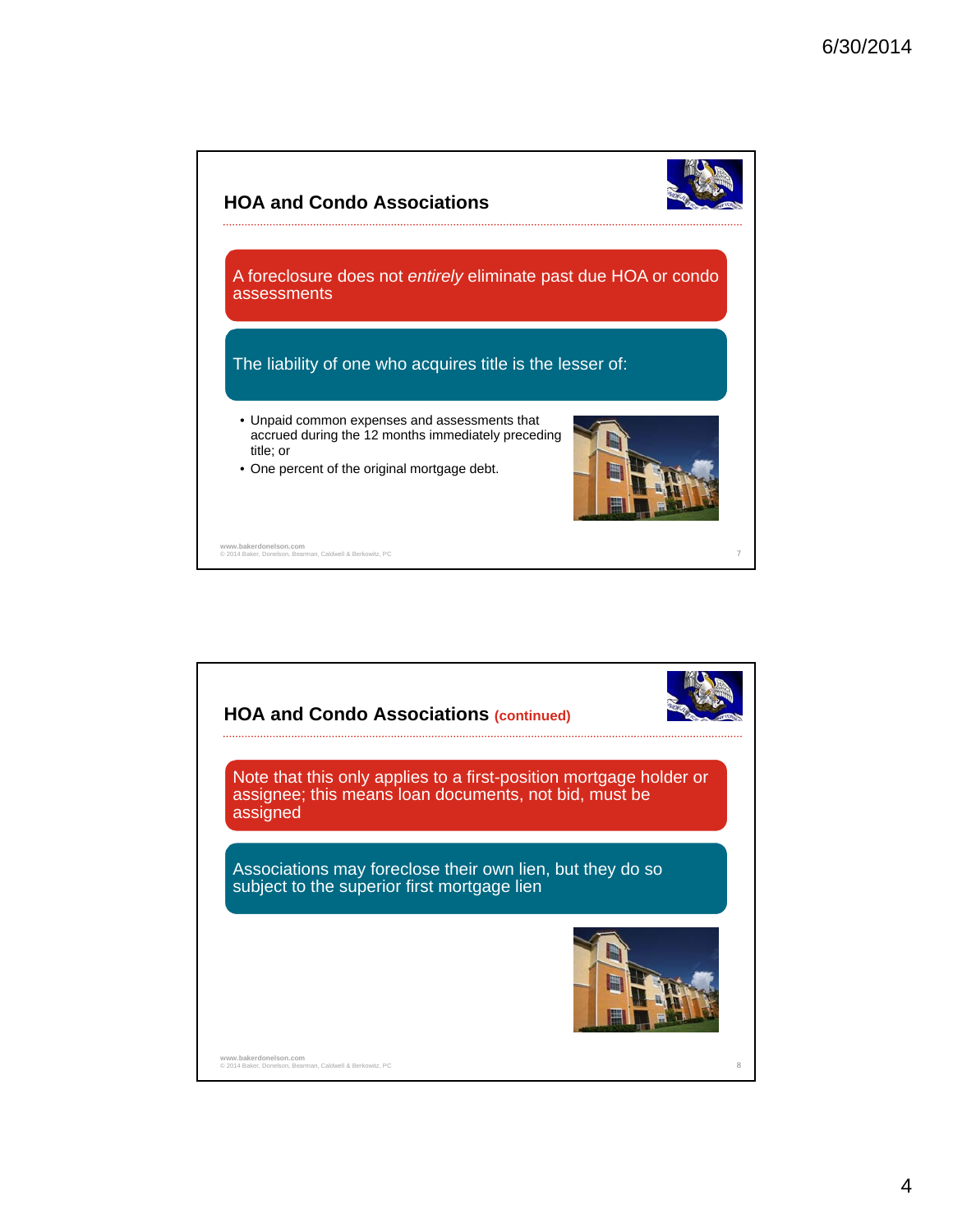## HOA and Condo Associations

A foreclosure does not *entirely* eliminate past due HOA or condo assessments

The liability of one who acquires title is the lesser of:

- Unpaid common expenses and assessments that accrued during the 12 months immediately preceding title; or
- One percent of the original mortgage debt.

www.bakerdonelson.com
© 2014 Baker, Donelson, Bearman, Caldwell & Berkowitz, PC

## HOA and Condo Associations (continued)

Note that this only applies to a first-position mortgage holder or assignee; this means loan documents, not bid, must be assigned

Associations may foreclose their own lien, but they do so subject to the superior first mortgage lien

www.bakerdonelson.com
© 2014 Baker, Donelson, Bearman, Caldwell & Berkowitz, PC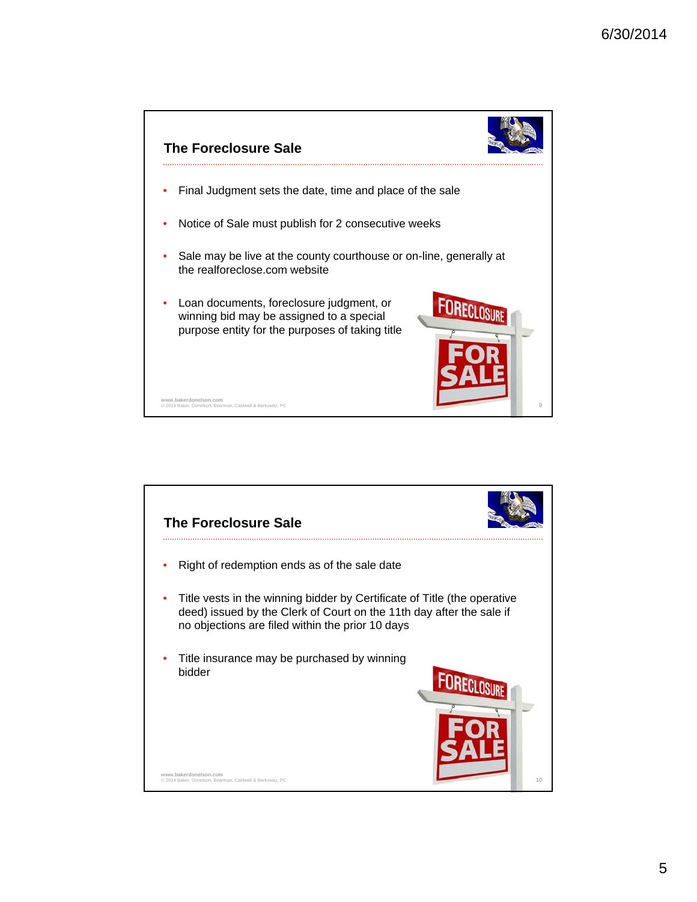## The Foreclosure Sale

- Final Judgment sets the date, time and place of the sale
- Notice of Sale must publish for 2 consecutive weeks
- Sale may be live at the county courthouse or on-line, generally at the realforeclose.com website
- Loan documents, foreclosure judgment, or winning bid may be assigned to a special purpose entity for the purposes of taking title

## The Foreclosure Sale

- Right of redemption ends as of the sale date
- Title vests in the winning bidder by Certificate of Title (the operative deed) issued by the Clerk of Court on the 11th day after the sale if no objections are filed within the prior 10 days
- Title insurance may be purchased by winning bidder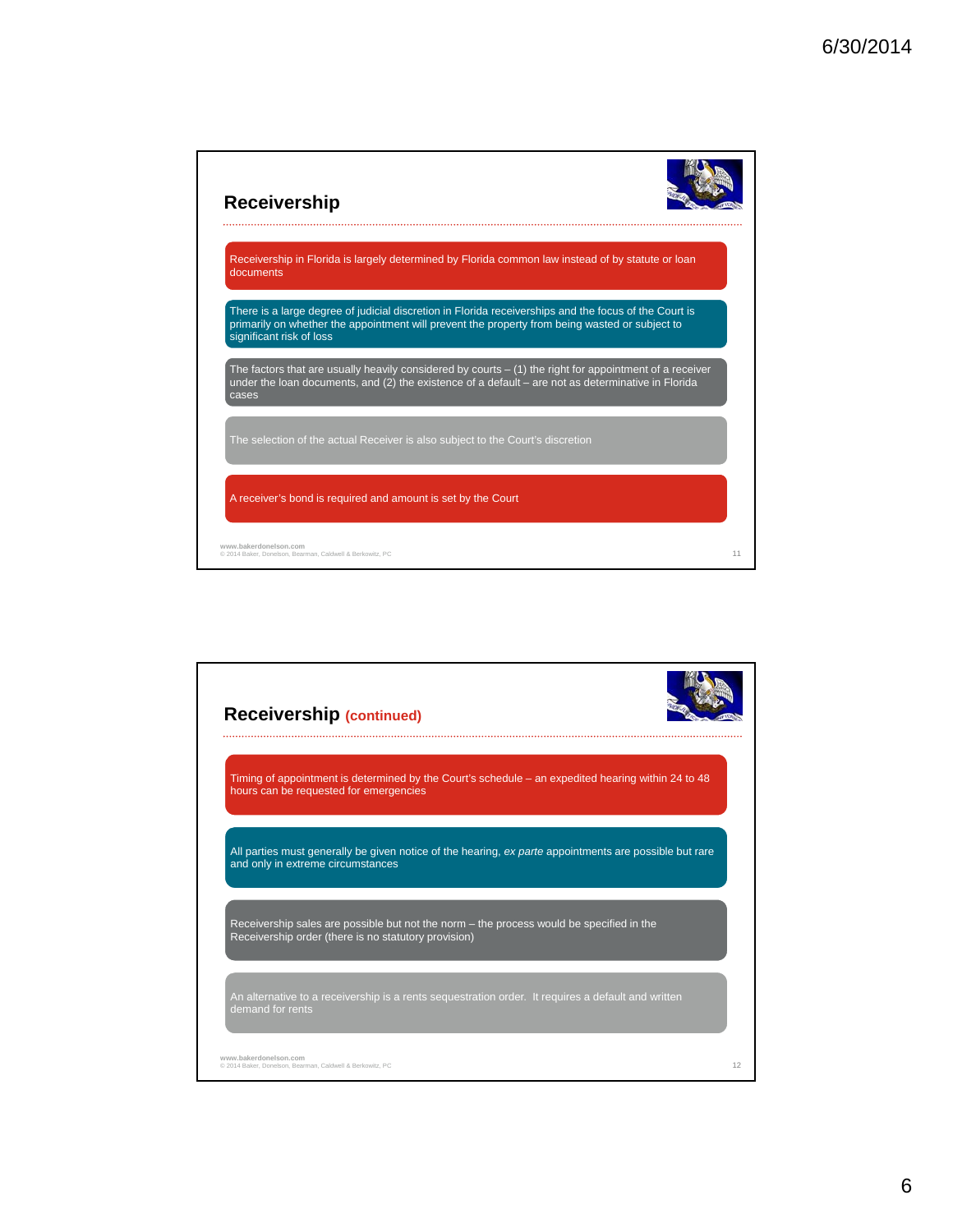## Receivership

- Receivership in Florida is largely determined by Florida common law instead of by statute or loan documents
- There is a large degree of judicial discretion in Florida receiverships and the focus of the Court is primarily on whether the appointment will prevent the property from being wasted or subject to significant risk of loss
- The factors that are usually heavily considered by courts – (1) the right for appointment of a receiver under the loan documents, and (2) the existence of a default – are not as determinative in Florida cases
- The selection of the actual Receiver is also subject to the Court's discretion
- A receiver's bond is required and amount is set by the Court

www.bakerdonelson.com
© 2014 Baker, Donelson, Bearman, Caldwell & Berkowitz, PC

## Receivership (continued)

- Timing of appointment is determined by the Court's schedule – an expedited hearing within 24 to 48 hours can be requested for emergencies
- All parties must generally be given notice of the hearing, *ex parte* appointments are possible but rare and only in extreme circumstances
- Receivership sales are possible but not the norm – the process would be specified in the Receivership order (there is no statutory provision)
- An alternative to a receivership is a rents sequestration order. It requires a default and written demand for rents

www.bakerdonelson.com
© 2014 Baker, Donelson, Bearman, Caldwell & Berkowitz, PC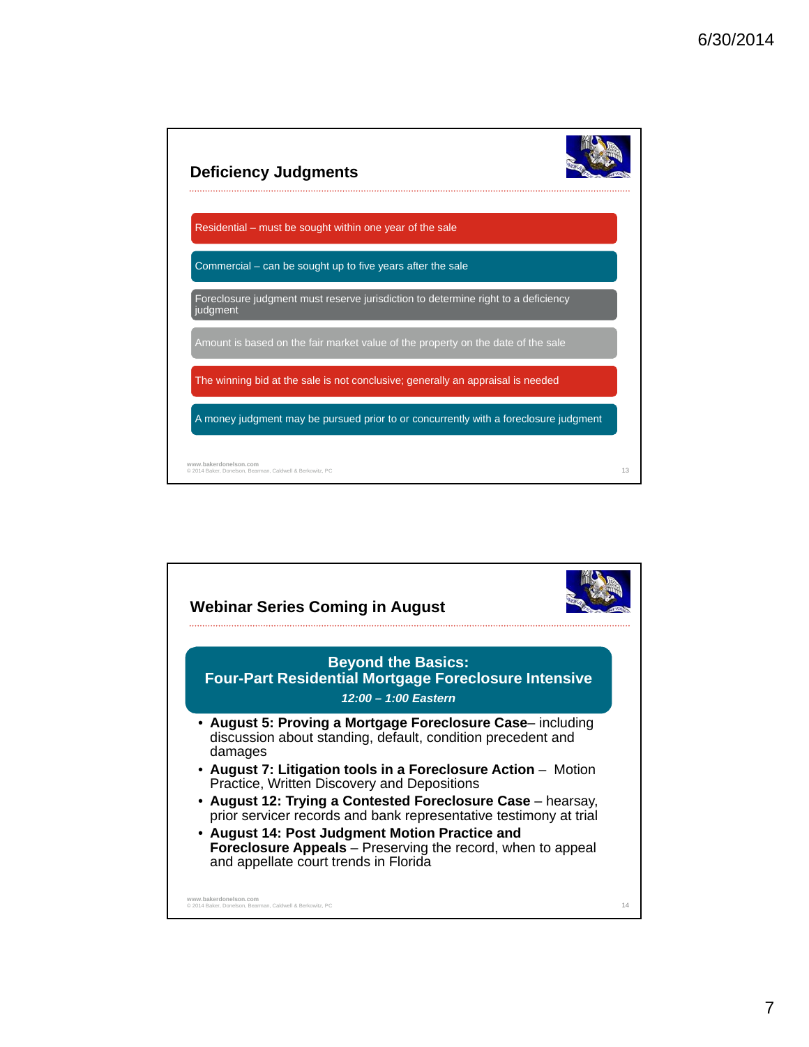## Deficiency Judgments

- Residential – must be sought within one year of the sale
- Commercial – can be sought up to five years after the sale
- Foreclosure judgment must reserve jurisdiction to determine right to a deficiency judgment
- Amount is based on the fair market value of the property on the date of the sale
- The winning bid at the sale is not conclusive; generally an appraisal is needed
- A money judgment may be pursued prior to or concurrently with a foreclosure judgment

www.bakerdonelson.com
© 2014 Baker, Donelson, Bearman, Caldwell & Berkowitz, PC

## Webinar Series Coming in August

**Beyond the Basics:**
**Four-Part Residential Mortgage Foreclosure Intensive**
***12:00 – 1:00 Eastern***

- **August 5: Proving a Mortgage Foreclosure Case**– including discussion about standing, default, condition precedent and damages
- **August 7: Litigation tools in a Foreclosure Action** – Motion Practice, Written Discovery and Depositions
- **August 12: Trying a Contested Foreclosure Case** – hearsay, prior servicer records and bank representative testimony at trial
- **August 14: Post Judgment Motion Practice and Foreclosure Appeals** – Preserving the record, when to appeal and appellate court trends in Florida

www.bakerdonelson.com
© 2014 Baker, Donelson, Bearman, Caldwell & Berkowitz, PC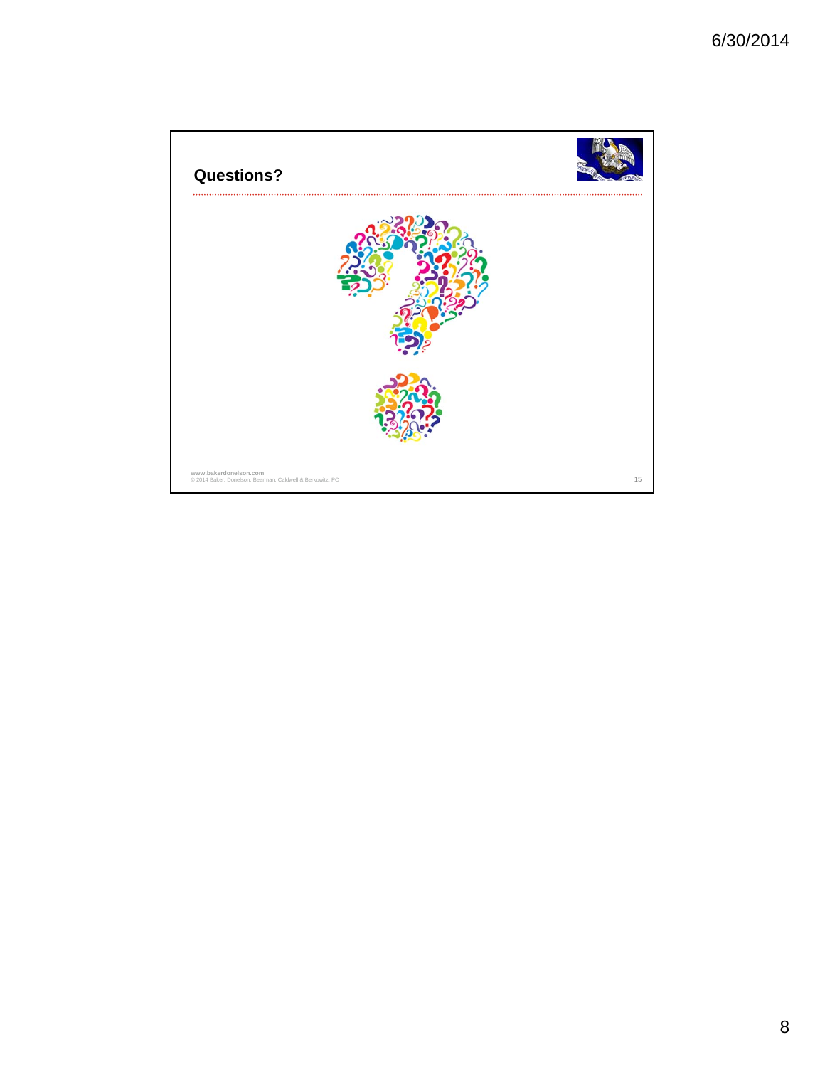## Questions?

www.bakerdonelson.com
© 2014 Baker, Donelson, Bearman, Caldwell & Berkowitz, PC